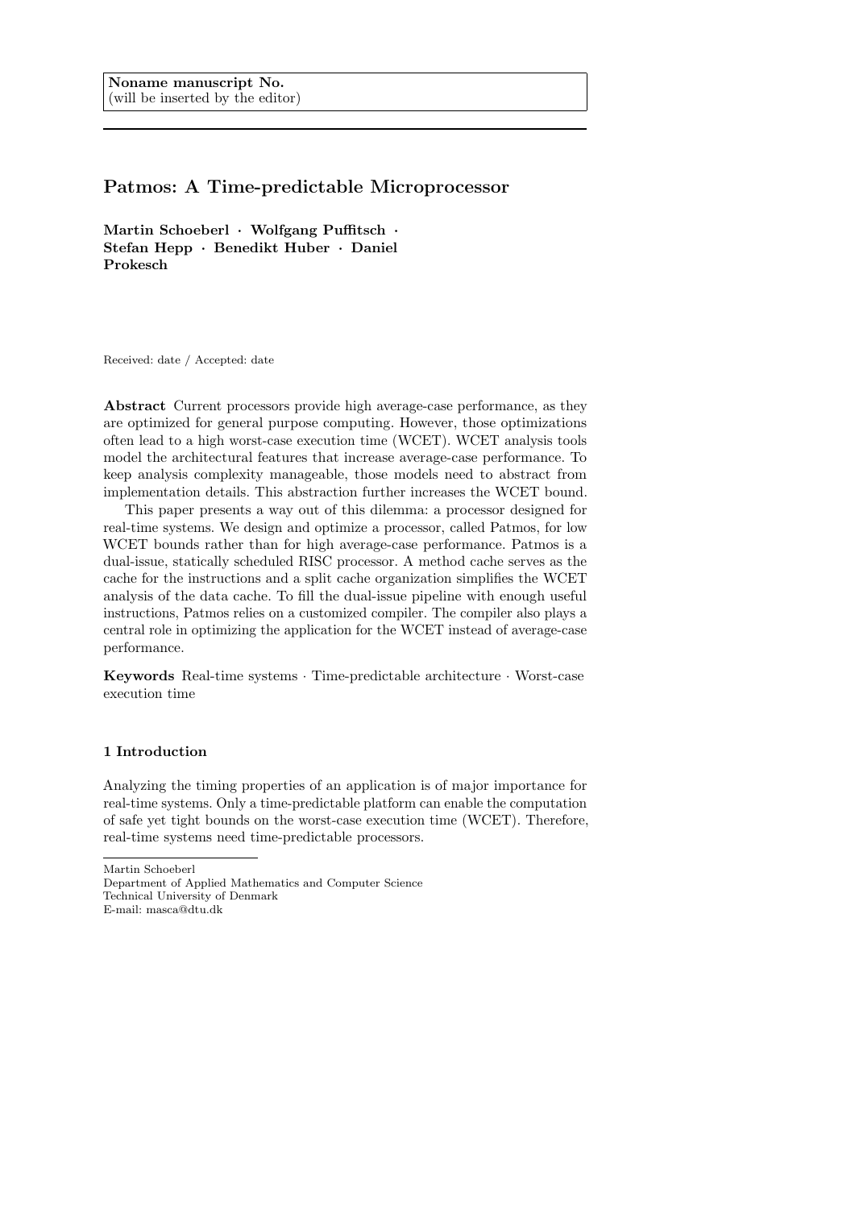Noname manuscript No.
(will be inserted by the editor)

# Patmos: A Time-predictable Microprocessor

**Martin Schoeberl · Wolfgang Puffitsch · Stefan Hepp · Benedikt Huber · Daniel Prokesch**

Received: date / Accepted: date

**Abstract** Current processors provide high average-case performance, as they are optimized for general purpose computing. However, those optimizations often lead to a high worst-case execution time (WCET). WCET analysis tools model the architectural features that increase average-case performance. To keep analysis complexity manageable, those models need to abstract from implementation details. This abstraction further increases the WCET bound.

This paper presents a way out of this dilemma: a processor designed for real-time systems. We design and optimize a processor, called Patmos, for low WCET bounds rather than for high average-case performance. Patmos is a dual-issue, statically scheduled RISC processor. A method cache serves as the cache for the instructions and a split cache organization simplifies the WCET analysis of the data cache. To fill the dual-issue pipeline with enough useful instructions, Patmos relies on a customized compiler. The compiler also plays a central role in optimizing the application for the WCET instead of average-case performance.

**Keywords** Real-time systems · Time-predictable architecture · Worst-case execution time

## 1 Introduction

Analyzing the timing properties of an application is of major importance for real-time systems. Only a time-predictable platform can enable the computation of safe yet tight bounds on the worst-case execution time (WCET). Therefore, real-time systems need time-predictable processors.

Martin Schoeberl
Department of Applied Mathematics and Computer Science
Technical University of Denmark
E-mail: masca@dtu.dk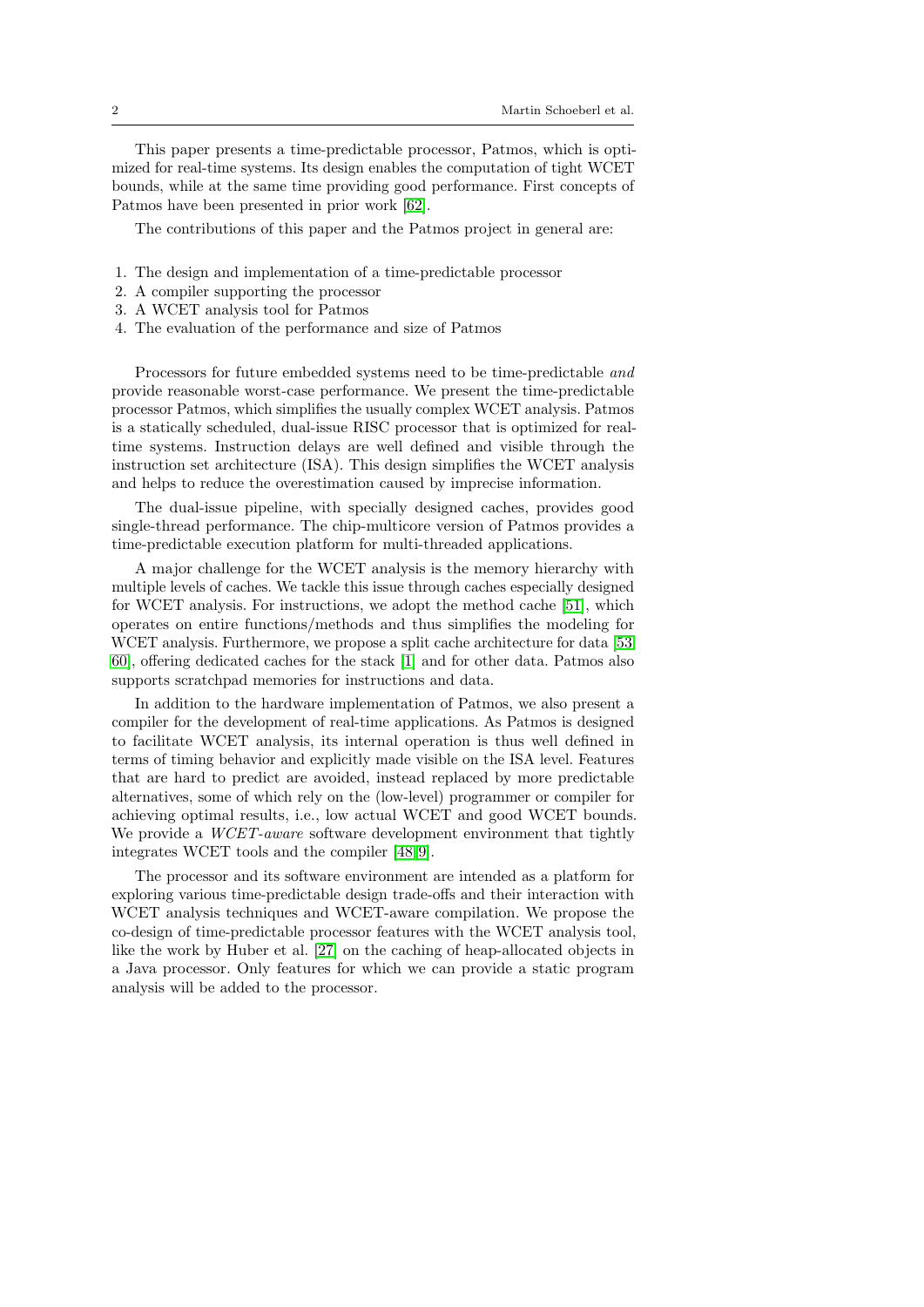This paper presents a time-predictable processor, Patmos, which is optimized for real-time systems. Its design enables the computation of tight WCET bounds, while at the same time providing good performance. First concepts of Patmos have been presented in prior work [62].

The contributions of this paper and the Patmos project in general are:

1. The design and implementation of a time-predictable processor
2. A compiler supporting the processor
3. A WCET analysis tool for Patmos
4. The evaluation of the performance and size of Patmos

Processors for future embedded systems need to be time-predictable *and* provide reasonable worst-case performance. We present the time-predictable processor Patmos, which simplifies the usually complex WCET analysis. Patmos is a statically scheduled, dual-issue RISC processor that is optimized for real-time systems. Instruction delays are well defined and visible through the instruction set architecture (ISA). This design simplifies the WCET analysis and helps to reduce the overestimation caused by imprecise information.

The dual-issue pipeline, with specially designed caches, provides good single-thread performance. The chip-multicore version of Patmos provides a time-predictable execution platform for multi-threaded applications.

A major challenge for the WCET analysis is the memory hierarchy with multiple levels of caches. We tackle this issue through caches especially designed for WCET analysis. For instructions, we adopt the method cache [51], which operates on entire functions/methods and thus simplifies the modeling for WCET analysis. Furthermore, we propose a split cache architecture for data [53, 60], offering dedicated caches for the stack [1] and for other data. Patmos also supports scratchpad memories for instructions and data.

In addition to the hardware implementation of Patmos, we also present a compiler for the development of real-time applications. As Patmos is designed to facilitate WCET analysis, its internal operation is thus well defined in terms of timing behavior and explicitly made visible on the ISA level. Features that are hard to predict are avoided, instead replaced by more predictable alternatives, some of which rely on the (low-level) programmer or compiler for achieving optimal results, i.e., low actual WCET and good WCET bounds. We provide a *WCET-aware* software development environment that tightly integrates WCET tools and the compiler [48, 9].

The processor and its software environment are intended as a platform for exploring various time-predictable design trade-offs and their interaction with WCET analysis techniques and WCET-aware compilation. We propose the co-design of time-predictable processor features with the WCET analysis tool, like the work by Huber et al. [27] on the caching of heap-allocated objects in a Java processor. Only features for which we can provide a static program analysis will be added to the processor.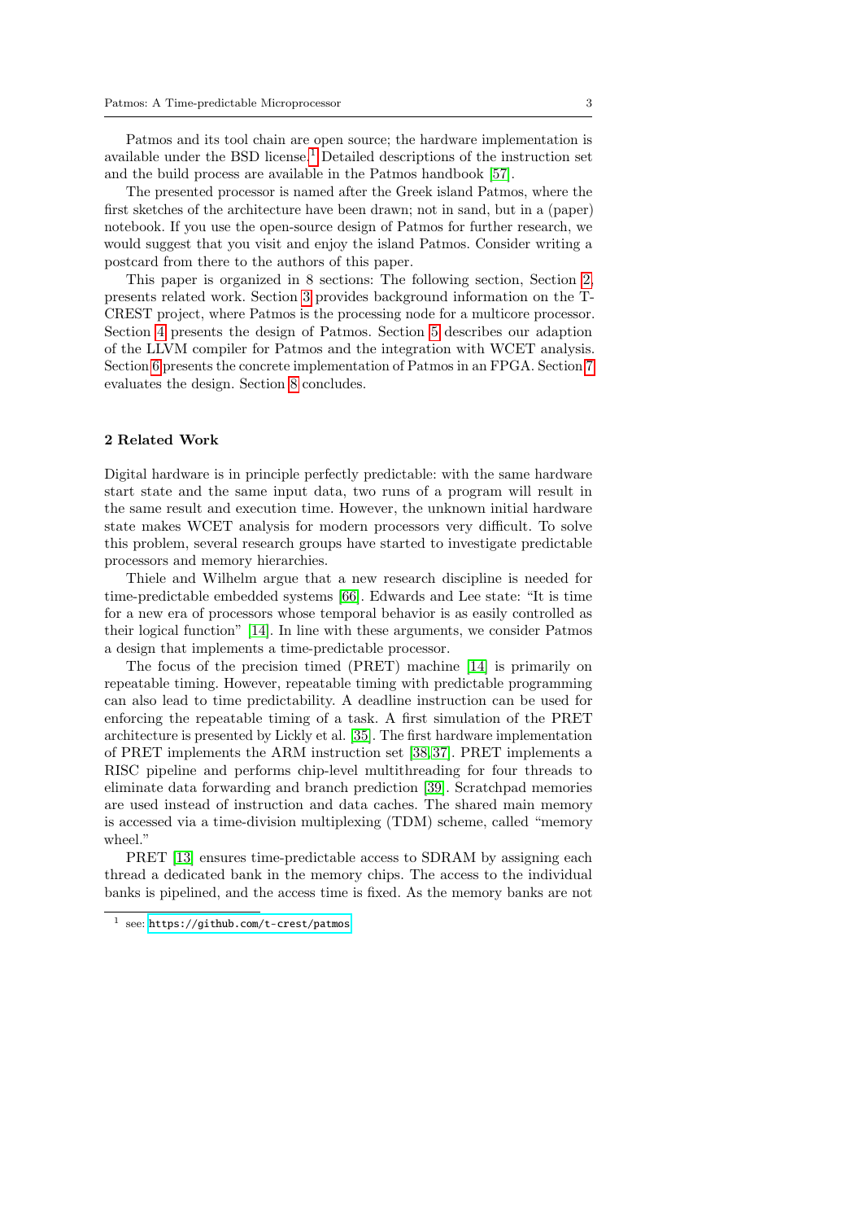Patmos and its tool chain are open source; the hardware implementation is available under the BSD license.[1] Detailed descriptions of the instruction set and the build process are available in the Patmos handbook [57].

The presented processor is named after the Greek island Patmos, where the first sketches of the architecture have been drawn; not in sand, but in a (paper) notebook. If you use the open-source design of Patmos for further research, we would suggest that you visit and enjoy the island Patmos. Consider writing a postcard from there to the authors of this paper.

This paper is organized in 8 sections: The following section, Section 2, presents related work. Section 3 provides background information on the T-CREST project, where Patmos is the processing node for a multicore processor. Section 4 presents the design of Patmos. Section 5 describes our adaption of the LLVM compiler for Patmos and the integration with WCET analysis. Section 6 presents the concrete implementation of Patmos in an FPGA. Section 7 evaluates the design. Section 8 concludes.

## 2 Related Work

Digital hardware is in principle perfectly predictable: with the same hardware start state and the same input data, two runs of a program will result in the same result and execution time. However, the unknown initial hardware state makes WCET analysis for modern processors very difficult. To solve this problem, several research groups have started to investigate predictable processors and memory hierarchies.

Thiele and Wilhelm argue that a new research discipline is needed for time-predictable embedded systems [66]. Edwards and Lee state: "It is time for a new era of processors whose temporal behavior is as easily controlled as their logical function" [14]. In line with these arguments, we consider Patmos a design that implements a time-predictable processor.

The focus of the precision timed (PRET) machine [14] is primarily on repeatable timing. However, repeatable timing with predictable programming can also lead to time predictability. A deadline instruction can be used for enforcing the repeatable timing of a task. A first simulation of the PRET architecture is presented by Lickly et al. [35]. The first hardware implementation of PRET implements the ARM instruction set [38, 37]. PRET implements a RISC pipeline and performs chip-level multithreading for four threads to eliminate data forwarding and branch prediction [39]. Scratchpad memories are used instead of instruction and data caches. The shared main memory is accessed via a time-division multiplexing (TDM) scheme, called "memory wheel."

PRET [13] ensures time-predictable access to SDRAM by assigning each thread a dedicated bank in the memory chips. The access to the individual banks is pipelined, and the access time is fixed. As the memory banks are not

[1] see: https://github.com/t-crest/patmos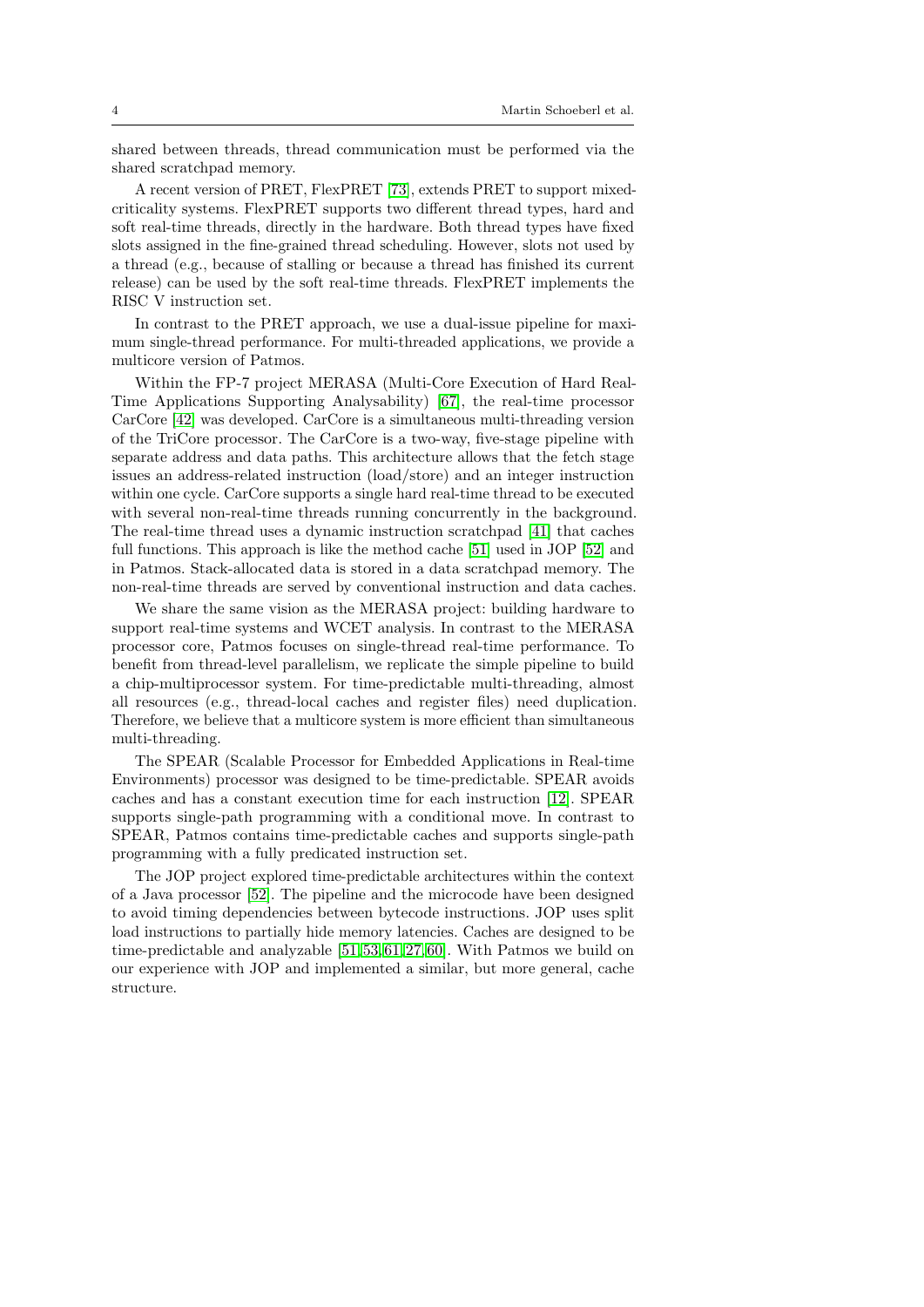shared between threads, thread communication must be performed via the shared scratchpad memory.

A recent version of PRET, FlexPRET [73], extends PRET to support mixed-criticality systems. FlexPRET supports two different thread types, hard and soft real-time threads, directly in the hardware. Both thread types have fixed slots assigned in the fine-grained thread scheduling. However, slots not used by a thread (e.g., because of stalling or because a thread has finished its current release) can be used by the soft real-time threads. FlexPRET implements the RISC V instruction set.

In contrast to the PRET approach, we use a dual-issue pipeline for maximum single-thread performance. For multi-threaded applications, we provide a multicore version of Patmos.

Within the FP-7 project MERASA (Multi-Core Execution of Hard Real-Time Applications Supporting Analysability) [67], the real-time processor CarCore [42] was developed. CarCore is a simultaneous multi-threading version of the TriCore processor. The CarCore is a two-way, five-stage pipeline with separate address and data paths. This architecture allows that the fetch stage issues an address-related instruction (load/store) and an integer instruction within one cycle. CarCore supports a single hard real-time thread to be executed with several non-real-time threads running concurrently in the background. The real-time thread uses a dynamic instruction scratchpad [41] that caches full functions. This approach is like the method cache [51] used in JOP [52] and in Patmos. Stack-allocated data is stored in a data scratchpad memory. The non-real-time threads are served by conventional instruction and data caches.

We share the same vision as the MERASA project: building hardware to support real-time systems and WCET analysis. In contrast to the MERASA processor core, Patmos focuses on single-thread real-time performance. To benefit from thread-level parallelism, we replicate the simple pipeline to build a chip-multiprocessor system. For time-predictable multi-threading, almost all resources (e.g., thread-local caches and register files) need duplication. Therefore, we believe that a multicore system is more efficient than simultaneous multi-threading.

The SPEAR (Scalable Processor for Embedded Applications in Real-time Environments) processor was designed to be time-predictable. SPEAR avoids caches and has a constant execution time for each instruction [12]. SPEAR supports single-path programming with a conditional move. In contrast to SPEAR, Patmos contains time-predictable caches and supports single-path programming with a fully predicated instruction set.

The JOP project explored time-predictable architectures within the context of a Java processor [52]. The pipeline and the microcode have been designed to avoid timing dependencies between bytecode instructions. JOP uses split load instructions to partially hide memory latencies. Caches are designed to be time-predictable and analyzable [51,53,61,27,60]. With Patmos we build on our experience with JOP and implemented a similar, but more general, cache structure.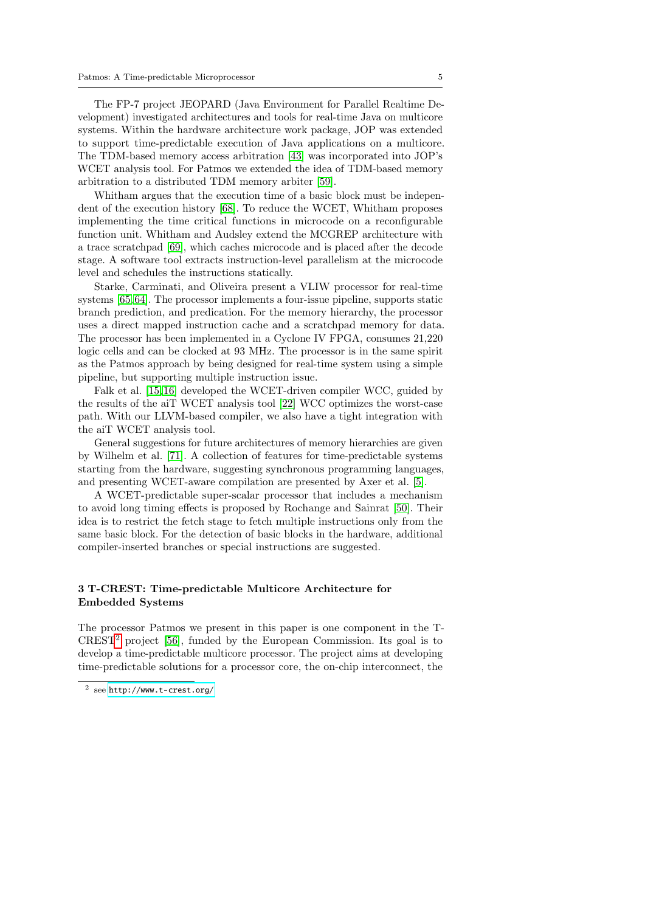The FP-7 project JEOPARD (Java Environment for Parallel Realtime Development) investigated architectures and tools for real-time Java on multicore systems. Within the hardware architecture work package, JOP was extended to support time-predictable execution of Java applications on a multicore. The TDM-based memory access arbitration [43] was incorporated into JOP's WCET analysis tool. For Patmos we extended the idea of TDM-based memory arbitration to a distributed TDM memory arbiter [59].

Whitham argues that the execution time of a basic block must be independent of the execution history [68]. To reduce the WCET, Whitham proposes implementing the time critical functions in microcode on a reconfigurable function unit. Whitham and Audsley extend the MCGREP architecture with a trace scratchpad [69], which caches microcode and is placed after the decode stage. A software tool extracts instruction-level parallelism at the microcode level and schedules the instructions statically.

Starke, Carminati, and Oliveira present a VLIW processor for real-time systems [65,64]. The processor implements a four-issue pipeline, supports static branch prediction, and predication. For the memory hierarchy, the processor uses a direct mapped instruction cache and a scratchpad memory for data. The processor has been implemented in a Cyclone IV FPGA, consumes 21,220 logic cells and can be clocked at 93 MHz. The processor is in the same spirit as the Patmos approach by being designed for real-time system using a simple pipeline, but supporting multiple instruction issue.

Falk et al. [15,16] developed the WCET-driven compiler WCC, guided by the results of the aiT WCET analysis tool [22] WCC optimizes the worst-case path. With our LLVM-based compiler, we also have a tight integration with the aiT WCET analysis tool.

General suggestions for future architectures of memory hierarchies are given by Wilhelm et al. [71]. A collection of features for time-predictable systems starting from the hardware, suggesting synchronous programming languages, and presenting WCET-aware compilation are presented by Axer et al. [5].

A WCET-predictable super-scalar processor that includes a mechanism to avoid long timing effects is proposed by Rochange and Sainrat [50]. Their idea is to restrict the fetch stage to fetch multiple instructions only from the same basic block. For the detection of basic blocks in the hardware, additional compiler-inserted branches or special instructions are suggested.

## 3 T-CREST: Time-predictable Multicore Architecture for Embedded Systems

The processor Patmos we present in this paper is one component in the T-CREST[2] project [56], funded by the European Commission. Its goal is to develop a time-predictable multicore processor. The project aims at developing time-predictable solutions for a processor core, the on-chip interconnect, the

[2] see http://www.t-crest.org/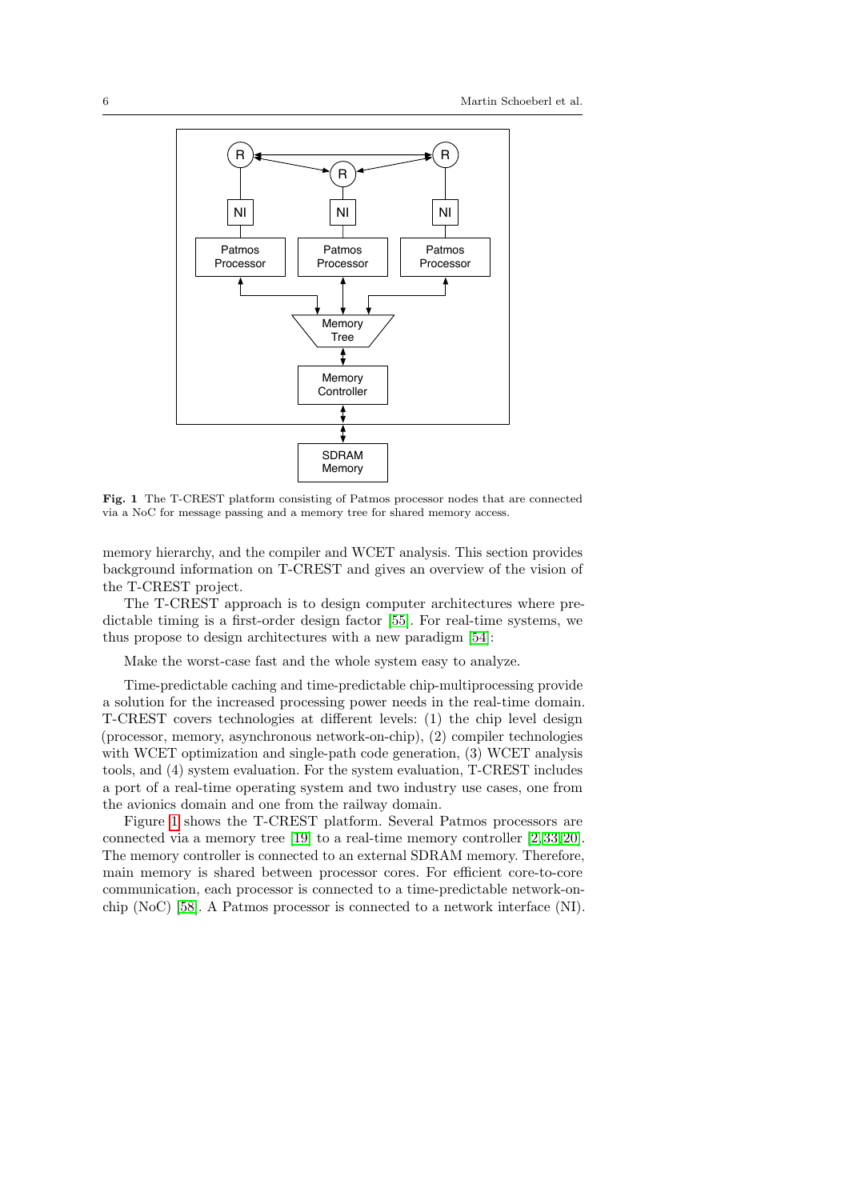**Fig. 1** The T-CREST platform consisting of Patmos processor nodes that are connected via a NoC for message passing and a memory tree for shared memory access.

memory hierarchy, and the compiler and WCET analysis. This section provides background information on T-CREST and gives an overview of the vision of the T-CREST project.

The T-CREST approach is to design computer architectures where predictable timing is a first-order design factor [55]. For real-time systems, we thus propose to design architectures with a new paradigm [54]:

Make the worst-case fast and the whole system easy to analyze.

Time-predictable caching and time-predictable chip-multiprocessing provide a solution for the increased processing power needs in the real-time domain. T-CREST covers technologies at different levels: (1) the chip level design (processor, memory, asynchronous network-on-chip), (2) compiler technologies with WCET optimization and single-path code generation, (3) WCET analysis tools, and (4) system evaluation. For the system evaluation, T-CREST includes a port of a real-time operating system and two industry use cases, one from the avionics domain and one from the railway domain.

Figure 1 shows the T-CREST platform. Several Patmos processors are connected via a memory tree [19] to a real-time memory controller [2,33,20]. The memory controller is connected to an external SDRAM memory. Therefore, main memory is shared between processor cores. For efficient core-to-core communication, each processor is connected to a time-predictable network-on-chip (NoC) [58]. A Patmos processor is connected to a network interface (NI).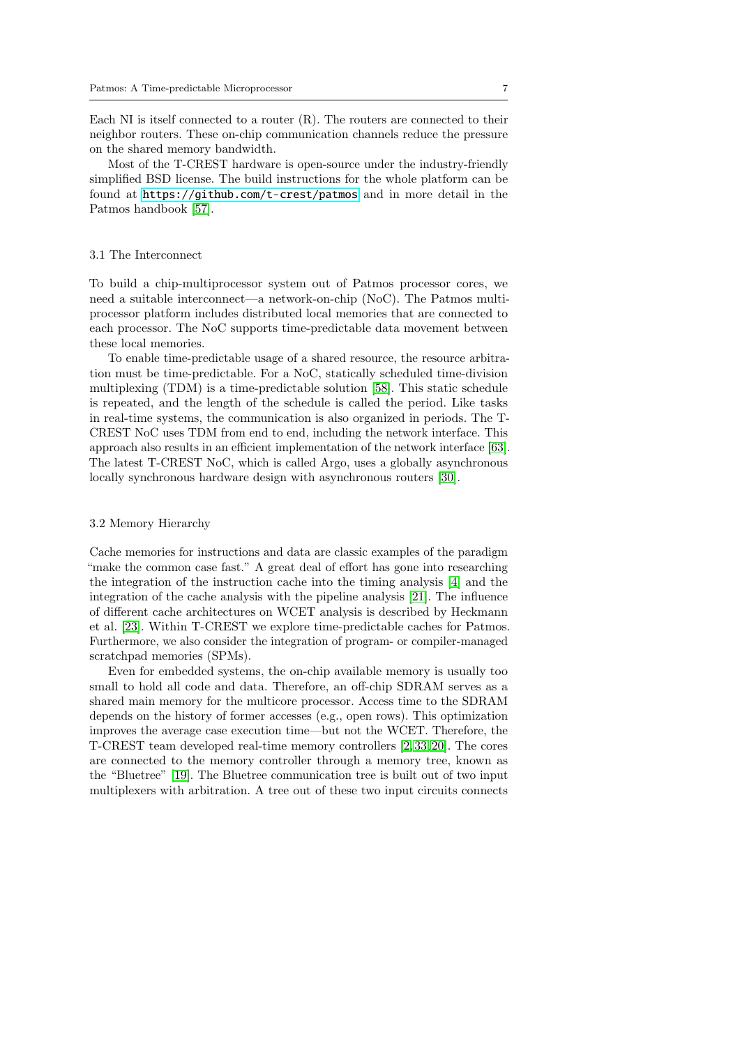Each NI is itself connected to a router (R). The routers are connected to their neighbor routers. These on-chip communication channels reduce the pressure on the shared memory bandwidth.

Most of the T-CREST hardware is open-source under the industry-friendly simplified BSD license. The build instructions for the whole platform can be found at https://github.com/t-crest/patmos and in more detail in the Patmos handbook [57].

### 3.1 The Interconnect

To build a chip-multiprocessor system out of Patmos processor cores, we need a suitable interconnect—a network-on-chip (NoC). The Patmos multiprocessor platform includes distributed local memories that are connected to each processor. The NoC supports time-predictable data movement between these local memories.

To enable time-predictable usage of a shared resource, the resource arbitration must be time-predictable. For a NoC, statically scheduled time-division multiplexing (TDM) is a time-predictable solution [58]. This static schedule is repeated, and the length of the schedule is called the period. Like tasks in real-time systems, the communication is also organized in periods. The T-CREST NoC uses TDM from end to end, including the network interface. This approach also results in an efficient implementation of the network interface [63]. The latest T-CREST NoC, which is called Argo, uses a globally asynchronous locally synchronous hardware design with asynchronous routers [30].

### 3.2 Memory Hierarchy

Cache memories for instructions and data are classic examples of the paradigm "make the common case fast." A great deal of effort has gone into researching the integration of the instruction cache into the timing analysis [4] and the integration of the cache analysis with the pipeline analysis [21]. The influence of different cache architectures on WCET analysis is described by Heckmann et al. [23]. Within T-CREST we explore time-predictable caches for Patmos. Furthermore, we also consider the integration of program- or compiler-managed scratchpad memories (SPMs).

Even for embedded systems, the on-chip available memory is usually too small to hold all code and data. Therefore, an off-chip SDRAM serves as a shared main memory for the multicore processor. Access time to the SDRAM depends on the history of former accesses (e.g., open rows). This optimization improves the average case execution time—but not the WCET. Therefore, the T-CREST team developed real-time memory controllers [2,33,20]. The cores are connected to the memory controller through a memory tree, known as the "Bluetree" [19]. The Bluetree communication tree is built out of two input multiplexers with arbitration. A tree out of these two input circuits connects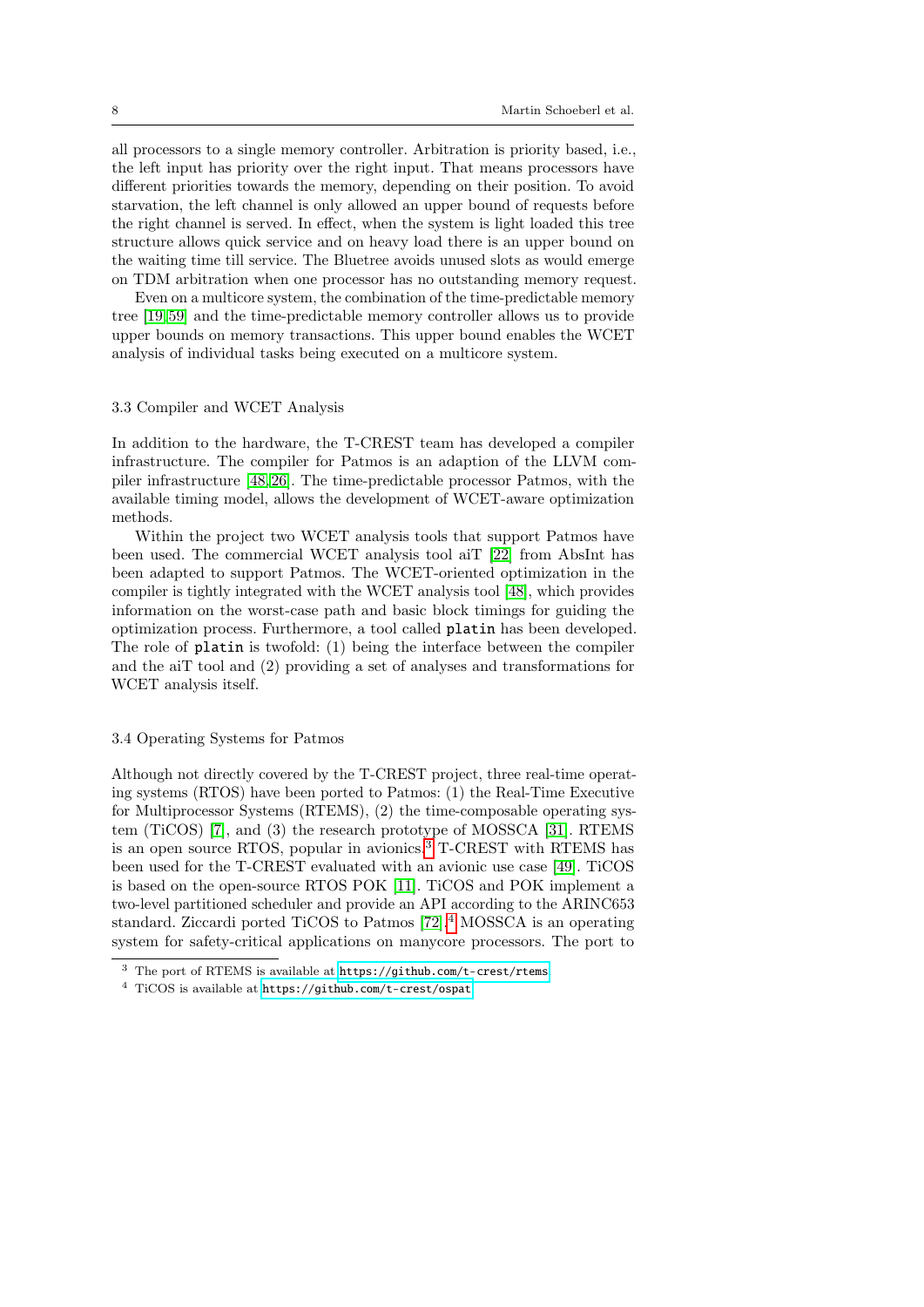all processors to a single memory controller. Arbitration is priority based, i.e., the left input has priority over the right input. That means processors have different priorities towards the memory, depending on their position. To avoid starvation, the left channel is only allowed an upper bound of requests before the right channel is served. In effect, when the system is light loaded this tree structure allows quick service and on heavy load there is an upper bound on the waiting time till service. The Bluetree avoids unused slots as would emerge on TDM arbitration when one processor has no outstanding memory request.

Even on a multicore system, the combination of the time-predictable memory tree [19,59] and the time-predictable memory controller allows us to provide upper bounds on memory transactions. This upper bound enables the WCET analysis of individual tasks being executed on a multicore system.

### 3.3 Compiler and WCET Analysis

In addition to the hardware, the T-CREST team has developed a compiler infrastructure. The compiler for Patmos is an adaption of the LLVM compiler infrastructure [48,26]. The time-predictable processor Patmos, with the available timing model, allows the development of WCET-aware optimization methods.

Within the project two WCET analysis tools that support Patmos have been used. The commercial WCET analysis tool aiT [22] from AbsInt has been adapted to support Patmos. The WCET-oriented optimization in the compiler is tightly integrated with the WCET analysis tool [48], which provides information on the worst-case path and basic block timings for guiding the optimization process. Furthermore, a tool called `platin` has been developed. The role of `platin` is twofold: (1) being the interface between the compiler and the aiT tool and (2) providing a set of analyses and transformations for WCET analysis itself.

### 3.4 Operating Systems for Patmos

Although not directly covered by the T-CREST project, three real-time operating systems (RTOS) have been ported to Patmos: (1) the Real-Time Executive for Multiprocessor Systems (RTEMS), (2) the time-composable operating system (TiCOS) [7], and (3) the research prototype of MOSSCA [31]. RTEMS is an open source RTOS, popular in avionics.[3] T-CREST with RTEMS has been used for the T-CREST evaluated with an avionic use case [49]. TiCOS is based on the open-source RTOS POK [11]. TiCOS and POK implement a two-level partitioned scheduler and provide an API according to the ARINC653 standard. Ziccardi ported TiCOS to Patmos [72].[4] MOSSCA is an operating system for safety-critical applications on manycore processors. The port to

[3] The port of RTEMS is available at https://github.com/t-crest/rtems.

[4] TiCOS is available at https://github.com/t-crest/ospat.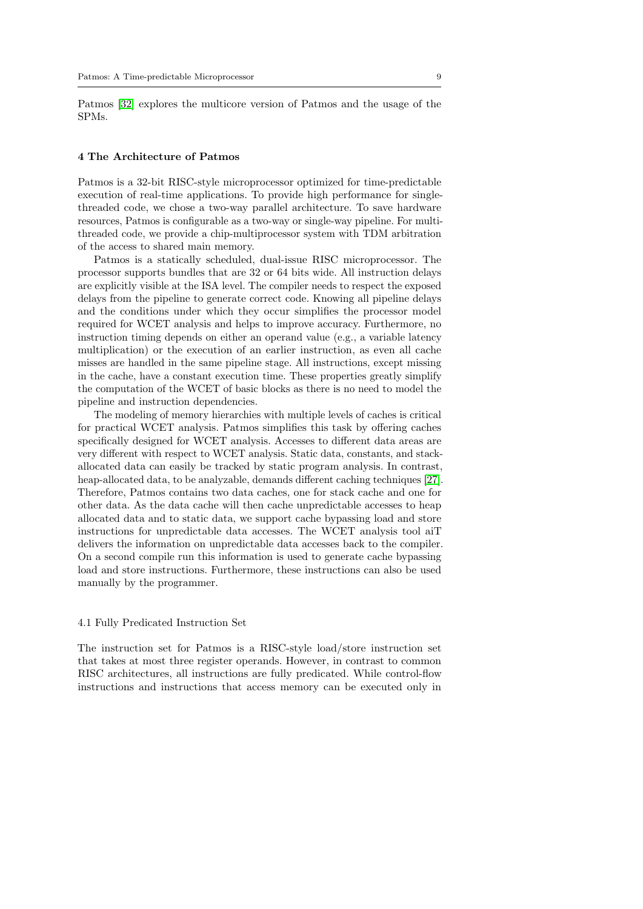Patmos [32] explores the multicore version of Patmos and the usage of the SPMs.

## 4 The Architecture of Patmos

Patmos is a 32-bit RISC-style microprocessor optimized for time-predictable execution of real-time applications. To provide high performance for single-threaded code, we chose a two-way parallel architecture. To save hardware resources, Patmos is configurable as a two-way or single-way pipeline. For multi-threaded code, we provide a chip-multiprocessor system with TDM arbitration of the access to shared main memory.

Patmos is a statically scheduled, dual-issue RISC microprocessor. The processor supports bundles that are 32 or 64 bits wide. All instruction delays are explicitly visible at the ISA level. The compiler needs to respect the exposed delays from the pipeline to generate correct code. Knowing all pipeline delays and the conditions under which they occur simplifies the processor model required for WCET analysis and helps to improve accuracy. Furthermore, no instruction timing depends on either an operand value (e.g., a variable latency multiplication) or the execution of an earlier instruction, as even all cache misses are handled in the same pipeline stage. All instructions, except missing in the cache, have a constant execution time. These properties greatly simplify the computation of the WCET of basic blocks as there is no need to model the pipeline and instruction dependencies.

The modeling of memory hierarchies with multiple levels of caches is critical for practical WCET analysis. Patmos simplifies this task by offering caches specifically designed for WCET analysis. Accesses to different data areas are very different with respect to WCET analysis. Static data, constants, and stack-allocated data can easily be tracked by static program analysis. In contrast, heap-allocated data, to be analyzable, demands different caching techniques [27]. Therefore, Patmos contains two data caches, one for stack cache and one for other data. As the data cache will then cache unpredictable accesses to heap allocated data and to static data, we support cache bypassing load and store instructions for unpredictable data accesses. The WCET analysis tool aiT delivers the information on unpredictable data accesses back to the compiler. On a second compile run this information is used to generate cache bypassing load and store instructions. Furthermore, these instructions can also be used manually by the programmer.

### 4.1 Fully Predicated Instruction Set

The instruction set for Patmos is a RISC-style load/store instruction set that takes at most three register operands. However, in contrast to common RISC architectures, all instructions are fully predicated. While control-flow instructions and instructions that access memory can be executed only in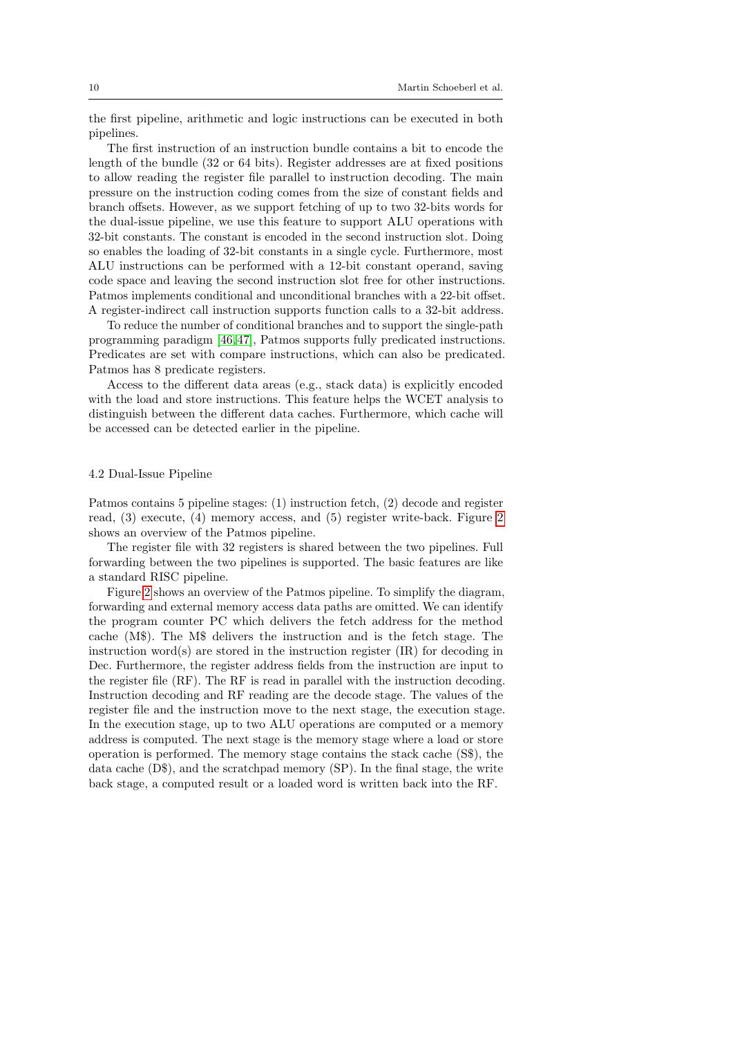the first pipeline, arithmetic and logic instructions can be executed in both pipelines.

The first instruction of an instruction bundle contains a bit to encode the length of the bundle (32 or 64 bits). Register addresses are at fixed positions to allow reading the register file parallel to instruction decoding. The main pressure on the instruction coding comes from the size of constant fields and branch offsets. However, as we support fetching of up to two 32-bits words for the dual-issue pipeline, we use this feature to support ALU operations with 32-bit constants. The constant is encoded in the second instruction slot. Doing so enables the loading of 32-bit constants in a single cycle. Furthermore, most ALU instructions can be performed with a 12-bit constant operand, saving code space and leaving the second instruction slot free for other instructions. Patmos implements conditional and unconditional branches with a 22-bit offset. A register-indirect call instruction supports function calls to a 32-bit address.

To reduce the number of conditional branches and to support the single-path programming paradigm [46,47], Patmos supports fully predicated instructions. Predicates are set with compare instructions, which can also be predicated. Patmos has 8 predicate registers.

Access to the different data areas (e.g., stack data) is explicitly encoded with the load and store instructions. This feature helps the WCET analysis to distinguish between the different data caches. Furthermore, which cache will be accessed can be detected earlier in the pipeline.

### 4.2 Dual-Issue Pipeline

Patmos contains 5 pipeline stages: (1) instruction fetch, (2) decode and register read, (3) execute, (4) memory access, and (5) register write-back. Figure 2 shows an overview of the Patmos pipeline.

The register file with 32 registers is shared between the two pipelines. Full forwarding between the two pipelines is supported. The basic features are like a standard RISC pipeline.

Figure 2 shows an overview of the Patmos pipeline. To simplify the diagram, forwarding and external memory access data paths are omitted. We can identify the program counter PC which delivers the fetch address for the method cache (M$). The M$ delivers the instruction and is the fetch stage. The instruction word(s) are stored in the instruction register (IR) for decoding in Dec. Furthermore, the register address fields from the instruction are input to the register file (RF). The RF is read in parallel with the instruction decoding. Instruction decoding and RF reading are the decode stage. The values of the register file and the instruction move to the next stage, the execution stage. In the execution stage, up to two ALU operations are computed or a memory address is computed. The next stage is the memory stage where a load or store operation is performed. The memory stage contains the stack cache (S$), the data cache (D$), and the scratchpad memory (SP). In the final stage, the write back stage, a computed result or a loaded word is written back into the RF.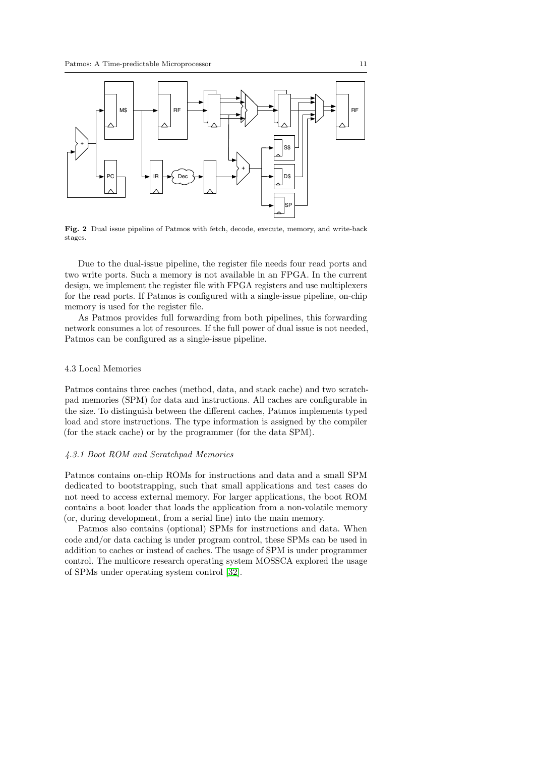**Fig. 2** Dual issue pipeline of Patmos with fetch, decode, execute, memory, and write-back stages.

Due to the dual-issue pipeline, the register file needs four read ports and two write ports. Such a memory is not available in an FPGA. In the current design, we implement the register file with FPGA registers and use multiplexers for the read ports. If Patmos is configured with a single-issue pipeline, on-chip memory is used for the register file.

As Patmos provides full forwarding from both pipelines, this forwarding network consumes a lot of resources. If the full power of dual issue is not needed, Patmos can be configured as a single-issue pipeline.

### 4.3 Local Memories

Patmos contains three caches (method, data, and stack cache) and two scratchpad memories (SPM) for data and instructions. All caches are configurable in the size. To distinguish between the different caches, Patmos implements typed load and store instructions. The type information is assigned by the compiler (for the stack cache) or by the programmer (for the data SPM).

#### *4.3.1 Boot ROM and Scratchpad Memories*

Patmos contains on-chip ROMs for instructions and data and a small SPM dedicated to bootstrapping, such that small applications and test cases do not need to access external memory. For larger applications, the boot ROM contains a boot loader that loads the application from a non-volatile memory (or, during development, from a serial line) into the main memory.

Patmos also contains (optional) SPMs for instructions and data. When code and/or data caching is under program control, these SPMs can be used in addition to caches or instead of caches. The usage of SPM is under programmer control. The multicore research operating system MOSSCA explored the usage of SPMs under operating system control [32].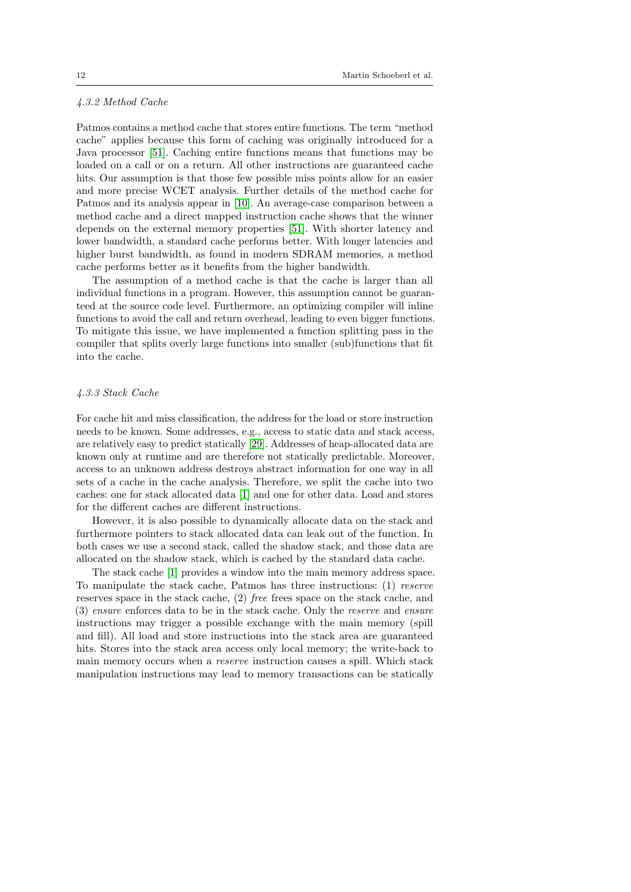#### 4.3.2 Method Cache

Patmos contains a method cache that stores entire functions. The term "method cache" applies because this form of caching was originally introduced for a Java processor [51]. Caching entire functions means that functions may be loaded on a call or on a return. All other instructions are guaranteed cache hits. Our assumption is that those few possible miss points allow for an easier and more precise WCET analysis. Further details of the method cache for Patmos and its analysis appear in [10]. An average-case comparison between a method cache and a direct mapped instruction cache shows that the winner depends on the external memory properties [51]. With shorter latency and lower bandwidth, a standard cache performs better. With longer latencies and higher burst bandwidth, as found in modern SDRAM memories, a method cache performs better as it benefits from the higher bandwidth.

The assumption of a method cache is that the cache is larger than all individual functions in a program. However, this assumption cannot be guaranteed at the source code level. Furthermore, an optimizing compiler will inline functions to avoid the call and return overhead, leading to even bigger functions. To mitigate this issue, we have implemented a function splitting pass in the compiler that splits overly large functions into smaller (sub)functions that fit into the cache.

#### 4.3.3 Stack Cache

For cache hit and miss classification, the address for the load or store instruction needs to be known. Some addresses, e.g., access to static data and stack access, are relatively easy to predict statically [29]. Addresses of heap-allocated data are known only at runtime and are therefore not statically predictable. Moreover, access to an unknown address destroys abstract information for one way in all sets of a cache in the cache analysis. Therefore, we split the cache into two caches: one for stack allocated data [1] and one for other data. Load and stores for the different caches are different instructions.

However, it is also possible to dynamically allocate data on the stack and furthermore pointers to stack allocated data can leak out of the function. In both cases we use a second stack, called the shadow stack, and those data are allocated on the shadow stack, which is cached by the standard data cache.

The stack cache [1] provides a window into the main memory address space. To manipulate the stack cache, Patmos has three instructions: (1) *reserve* reserves space in the stack cache, (2) *free* frees space on the stack cache, and (3) *ensure* enforces data to be in the stack cache. Only the *reserve* and *ensure* instructions may trigger a possible exchange with the main memory (spill and fill). All load and store instructions into the stack area are guaranteed hits. Stores into the stack area access only local memory; the write-back to main memory occurs when a *reserve* instruction causes a spill. Which stack manipulation instructions may lead to memory transactions can be statically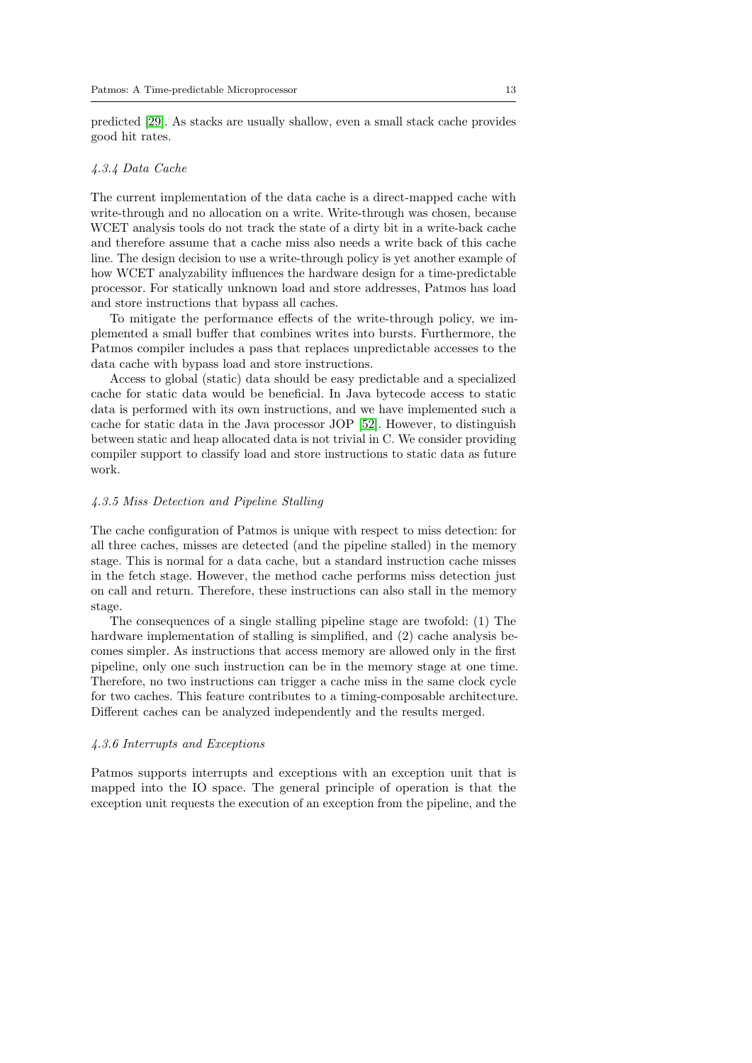predicted [29]. As stacks are usually shallow, even a small stack cache provides good hit rates.

#### *4.3.4 Data Cache*

The current implementation of the data cache is a direct-mapped cache with write-through and no allocation on a write. Write-through was chosen, because WCET analysis tools do not track the state of a dirty bit in a write-back cache and therefore assume that a cache miss also needs a write back of this cache line. The design decision to use a write-through policy is yet another example of how WCET analyzability influences the hardware design for a time-predictable processor. For statically unknown load and store addresses, Patmos has load and store instructions that bypass all caches.

To mitigate the performance effects of the write-through policy, we implemented a small buffer that combines writes into bursts. Furthermore, the Patmos compiler includes a pass that replaces unpredictable accesses to the data cache with bypass load and store instructions.

Access to global (static) data should be easy predictable and a specialized cache for static data would be beneficial. In Java bytecode access to static data is performed with its own instructions, and we have implemented such a cache for static data in the Java processor JOP [52]. However, to distinguish between static and heap allocated data is not trivial in C. We consider providing compiler support to classify load and store instructions to static data as future work.

#### *4.3.5 Miss Detection and Pipeline Stalling*

The cache configuration of Patmos is unique with respect to miss detection: for all three caches, misses are detected (and the pipeline stalled) in the memory stage. This is normal for a data cache, but a standard instruction cache misses in the fetch stage. However, the method cache performs miss detection just on call and return. Therefore, these instructions can also stall in the memory stage.

The consequences of a single stalling pipeline stage are twofold: (1) The hardware implementation of stalling is simplified, and (2) cache analysis becomes simpler. As instructions that access memory are allowed only in the first pipeline, only one such instruction can be in the memory stage at one time. Therefore, no two instructions can trigger a cache miss in the same clock cycle for two caches. This feature contributes to a timing-composable architecture. Different caches can be analyzed independently and the results merged.

#### *4.3.6 Interrupts and Exceptions*

Patmos supports interrupts and exceptions with an exception unit that is mapped into the IO space. The general principle of operation is that the exception unit requests the execution of an exception from the pipeline, and the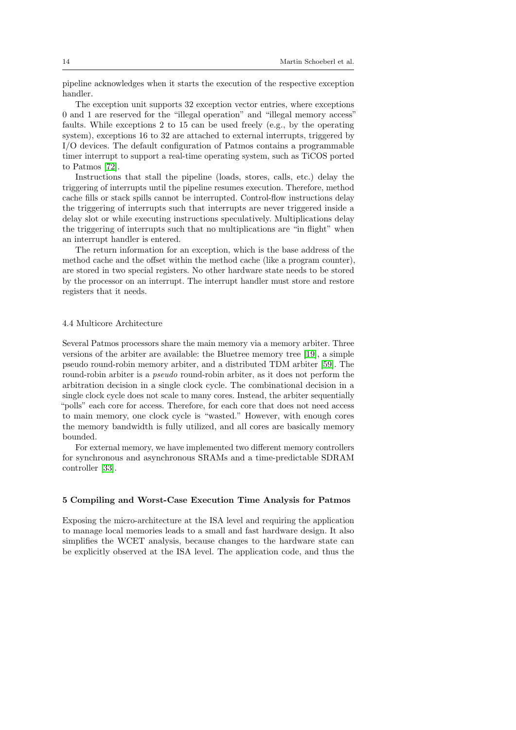pipeline acknowledges when it starts the execution of the respective exception handler.

The exception unit supports 32 exception vector entries, where exceptions 0 and 1 are reserved for the "illegal operation" and "illegal memory access" faults. While exceptions 2 to 15 can be used freely (e.g., by the operating system), exceptions 16 to 32 are attached to external interrupts, triggered by I/O devices. The default configuration of Patmos contains a programmable timer interrupt to support a real-time operating system, such as TiCOS ported to Patmos [72].

Instructions that stall the pipeline (loads, stores, calls, etc.) delay the triggering of interrupts until the pipeline resumes execution. Therefore, method cache fills or stack spills cannot be interrupted. Control-flow instructions delay the triggering of interrupts such that interrupts are never triggered inside a delay slot or while executing instructions speculatively. Multiplications delay the triggering of interrupts such that no multiplications are "in flight" when an interrupt handler is entered.

The return information for an exception, which is the base address of the method cache and the offset within the method cache (like a program counter), are stored in two special registers. No other hardware state needs to be stored by the processor on an interrupt. The interrupt handler must store and restore registers that it needs.

### 4.4 Multicore Architecture

Several Patmos processors share the main memory via a memory arbiter. Three versions of the arbiter are available: the Bluetree memory tree [19], a simple pseudo round-robin memory arbiter, and a distributed TDM arbiter [59]. The round-robin arbiter is a *pseudo* round-robin arbiter, as it does not perform the arbitration decision in a single clock cycle. The combinational decision in a single clock cycle does not scale to many cores. Instead, the arbiter sequentially "polls" each core for access. Therefore, for each core that does not need access to main memory, one clock cycle is "wasted." However, with enough cores the memory bandwidth is fully utilized, and all cores are basically memory bounded.

For external memory, we have implemented two different memory controllers for synchronous and asynchronous SRAMs and a time-predictable SDRAM controller [33].

## 5 Compiling and Worst-Case Execution Time Analysis for Patmos

Exposing the micro-architecture at the ISA level and requiring the application to manage local memories leads to a small and fast hardware design. It also simplifies the WCET analysis, because changes to the hardware state can be explicitly observed at the ISA level. The application code, and thus the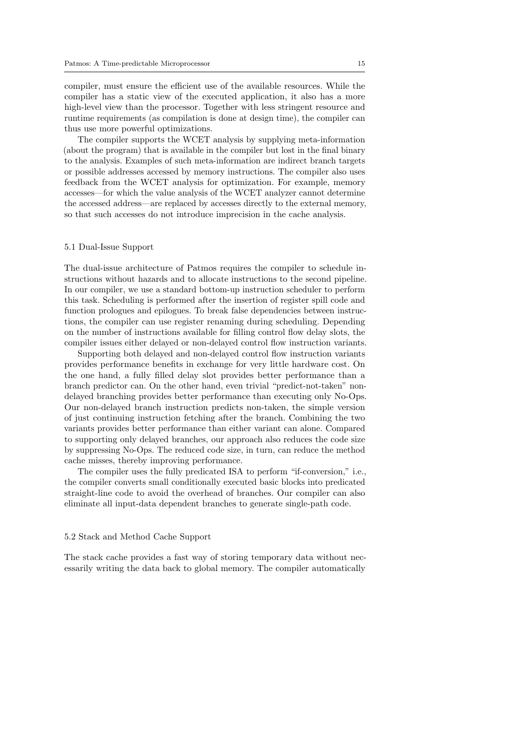compiler, must ensure the efficient use of the available resources. While the compiler has a static view of the executed application, it also has a more high-level view than the processor. Together with less stringent resource and runtime requirements (as compilation is done at design time), the compiler can thus use more powerful optimizations.

The compiler supports the WCET analysis by supplying meta-information (about the program) that is available in the compiler but lost in the final binary to the analysis. Examples of such meta-information are indirect branch targets or possible addresses accessed by memory instructions. The compiler also uses feedback from the WCET analysis for optimization. For example, memory accesses—for which the value analysis of the WCET analyzer cannot determine the accessed address—are replaced by accesses directly to the external memory, so that such accesses do not introduce imprecision in the cache analysis.

### 5.1 Dual-Issue Support

The dual-issue architecture of Patmos requires the compiler to schedule instructions without hazards and to allocate instructions to the second pipeline. In our compiler, we use a standard bottom-up instruction scheduler to perform this task. Scheduling is performed after the insertion of register spill code and function prologues and epilogues. To break false dependencies between instructions, the compiler can use register renaming during scheduling. Depending on the number of instructions available for filling control flow delay slots, the compiler issues either delayed or non-delayed control flow instruction variants.

Supporting both delayed and non-delayed control flow instruction variants provides performance benefits in exchange for very little hardware cost. On the one hand, a fully filled delay slot provides better performance than a branch predictor can. On the other hand, even trivial "predict-not-taken" non-delayed branching provides better performance than executing only No-Ops. Our non-delayed branch instruction predicts non-taken, the simple version of just continuing instruction fetching after the branch. Combining the two variants provides better performance than either variant can alone. Compared to supporting only delayed branches, our approach also reduces the code size by suppressing No-Ops. The reduced code size, in turn, can reduce the method cache misses, thereby improving performance.

The compiler uses the fully predicated ISA to perform "if-conversion," i.e., the compiler converts small conditionally executed basic blocks into predicated straight-line code to avoid the overhead of branches. Our compiler can also eliminate all input-data dependent branches to generate single-path code.

### 5.2 Stack and Method Cache Support

The stack cache provides a fast way of storing temporary data without necessarily writing the data back to global memory. The compiler automatically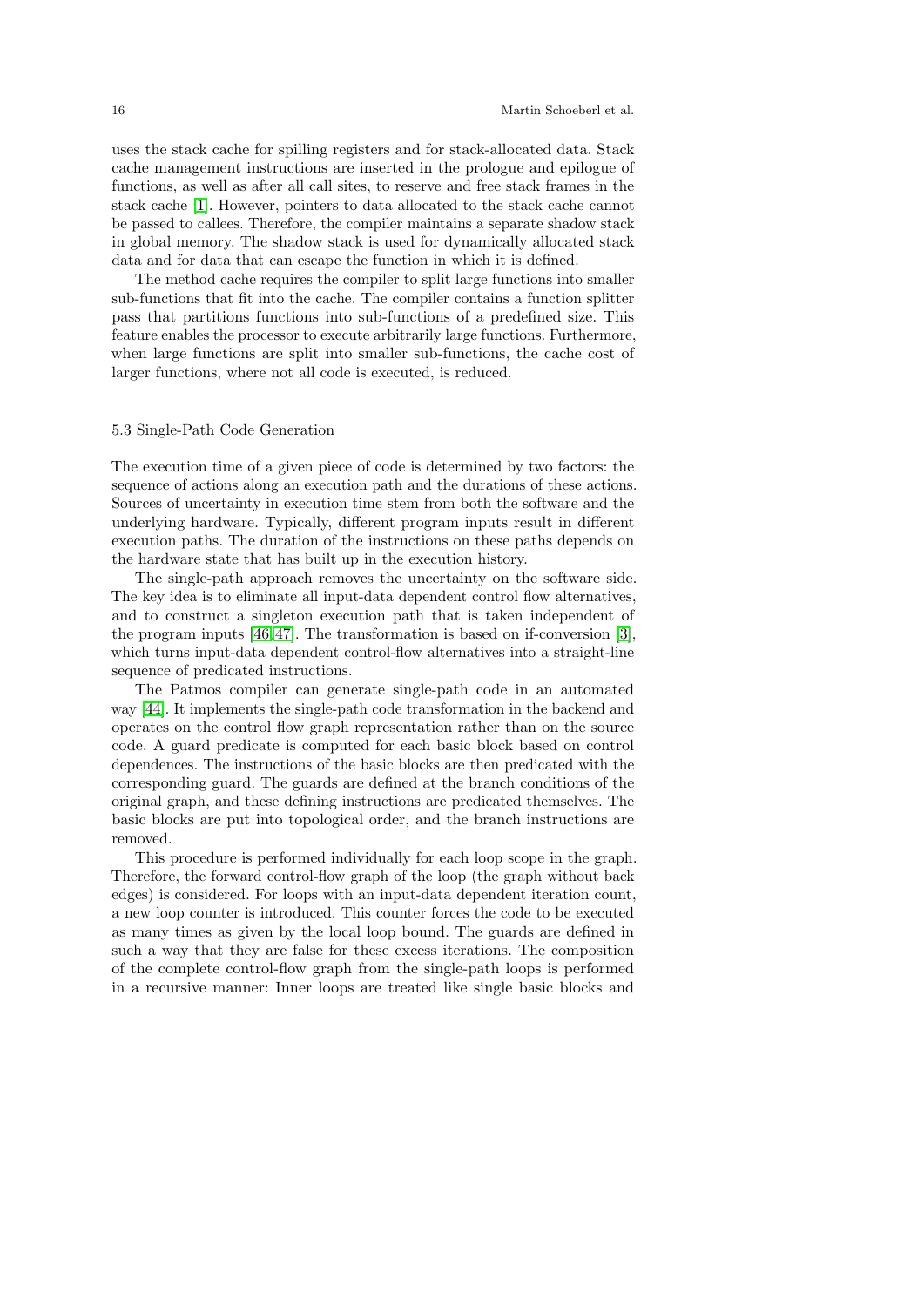uses the stack cache for spilling registers and for stack-allocated data. Stack cache management instructions are inserted in the prologue and epilogue of functions, as well as after all call sites, to reserve and free stack frames in the stack cache [1]. However, pointers to data allocated to the stack cache cannot be passed to callees. Therefore, the compiler maintains a separate shadow stack in global memory. The shadow stack is used for dynamically allocated stack data and for data that can escape the function in which it is defined.

The method cache requires the compiler to split large functions into smaller sub-functions that fit into the cache. The compiler contains a function splitter pass that partitions functions into sub-functions of a predefined size. This feature enables the processor to execute arbitrarily large functions. Furthermore, when large functions are split into smaller sub-functions, the cache cost of larger functions, where not all code is executed, is reduced.

### 5.3 Single-Path Code Generation

The execution time of a given piece of code is determined by two factors: the sequence of actions along an execution path and the durations of these actions. Sources of uncertainty in execution time stem from both the software and the underlying hardware. Typically, different program inputs result in different execution paths. The duration of the instructions on these paths depends on the hardware state that has built up in the execution history.

The single-path approach removes the uncertainty on the software side. The key idea is to eliminate all input-data dependent control flow alternatives, and to construct a singleton execution path that is taken independent of the program inputs [46,47]. The transformation is based on if-conversion [3], which turns input-data dependent control-flow alternatives into a straight-line sequence of predicated instructions.

The Patmos compiler can generate single-path code in an automated way [44]. It implements the single-path code transformation in the backend and operates on the control flow graph representation rather than on the source code. A guard predicate is computed for each basic block based on control dependences. The instructions of the basic blocks are then predicated with the corresponding guard. The guards are defined at the branch conditions of the original graph, and these defining instructions are predicated themselves. The basic blocks are put into topological order, and the branch instructions are removed.

This procedure is performed individually for each loop scope in the graph. Therefore, the forward control-flow graph of the loop (the graph without back edges) is considered. For loops with an input-data dependent iteration count, a new loop counter is introduced. This counter forces the code to be executed as many times as given by the local loop bound. The guards are defined in such a way that they are false for these excess iterations. The composition of the complete control-flow graph from the single-path loops is performed in a recursive manner: Inner loops are treated like single basic blocks and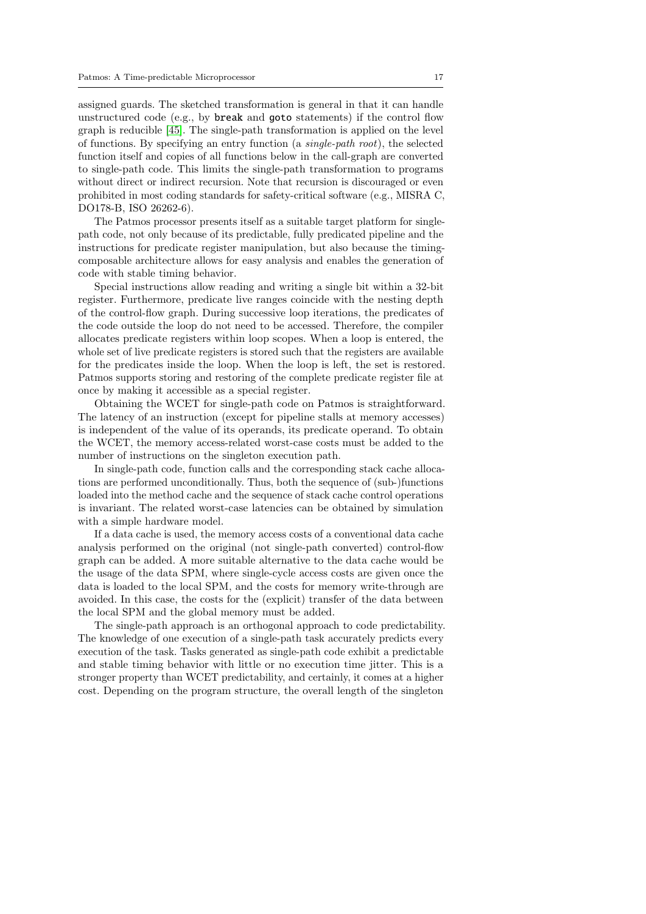assigned guards. The sketched transformation is general in that it can handle unstructured code (e.g., by `break` and `goto` statements) if the control flow graph is reducible [45]. The single-path transformation is applied on the level of functions. By specifying an entry function (a *single-path root*), the selected function itself and copies of all functions below in the call-graph are converted to single-path code. This limits the single-path transformation to programs without direct or indirect recursion. Note that recursion is discouraged or even prohibited in most coding standards for safety-critical software (e.g., MISRA C, DO178-B, ISO 26262-6).

The Patmos processor presents itself as a suitable target platform for single-path code, not only because of its predictable, fully predicated pipeline and the instructions for predicate register manipulation, but also because the timing-composable architecture allows for easy analysis and enables the generation of code with stable timing behavior.

Special instructions allow reading and writing a single bit within a 32-bit register. Furthermore, predicate live ranges coincide with the nesting depth of the control-flow graph. During successive loop iterations, the predicates of the code outside the loop do not need to be accessed. Therefore, the compiler allocates predicate registers within loop scopes. When a loop is entered, the whole set of live predicate registers is stored such that the registers are available for the predicates inside the loop. When the loop is left, the set is restored. Patmos supports storing and restoring of the complete predicate register file at once by making it accessible as a special register.

Obtaining the WCET for single-path code on Patmos is straightforward. The latency of an instruction (except for pipeline stalls at memory accesses) is independent of the value of its operands, its predicate operand. To obtain the WCET, the memory access-related worst-case costs must be added to the number of instructions on the singleton execution path.

In single-path code, function calls and the corresponding stack cache allocations are performed unconditionally. Thus, both the sequence of (sub-)functions loaded into the method cache and the sequence of stack cache control operations is invariant. The related worst-case latencies can be obtained by simulation with a simple hardware model.

If a data cache is used, the memory access costs of a conventional data cache analysis performed on the original (not single-path converted) control-flow graph can be added. A more suitable alternative to the data cache would be the usage of the data SPM, where single-cycle access costs are given once the data is loaded to the local SPM, and the costs for memory write-through are avoided. In this case, the costs for the (explicit) transfer of the data between the local SPM and the global memory must be added.

The single-path approach is an orthogonal approach to code predictability. The knowledge of one execution of a single-path task accurately predicts every execution of the task. Tasks generated as single-path code exhibit a predictable and stable timing behavior with little or no execution time jitter. This is a stronger property than WCET predictability, and certainly, it comes at a higher cost. Depending on the program structure, the overall length of the singleton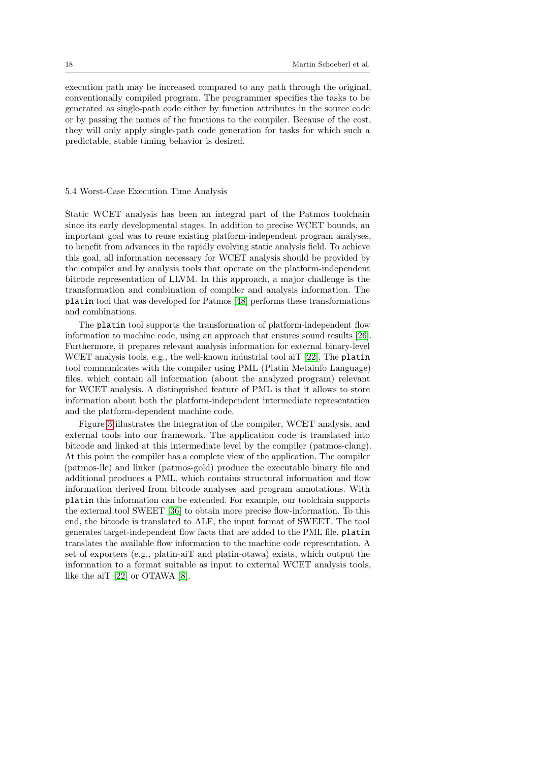execution path may be increased compared to any path through the original, conventionally compiled program. The programmer specifies the tasks to be generated as single-path code either by function attributes in the source code or by passing the names of the functions to the compiler. Because of the cost, they will only apply single-path code generation for tasks for which such a predictable, stable timing behavior is desired.

### 5.4 Worst-Case Execution Time Analysis

Static WCET analysis has been an integral part of the Patmos toolchain since its early developmental stages. In addition to precise WCET bounds, an important goal was to reuse existing platform-independent program analyses, to benefit from advances in the rapidly evolving static analysis field. To achieve this goal, all information necessary for WCET analysis should be provided by the compiler and by analysis tools that operate on the platform-independent bitcode representation of LLVM. In this approach, a major challenge is the transformation and combination of compiler and analysis information. The `platin` tool that was developed for Patmos [48] performs these transformations and combinations.

The `platin` tool supports the transformation of platform-independent flow information to machine code, using an approach that ensures sound results [26]. Furthermore, it prepares relevant analysis information for external binary-level WCET analysis tools, e.g., the well-known industrial tool aiT [22]. The `platin` tool communicates with the compiler using PML (Platin Metainfo Language) files, which contain all information (about the analyzed program) relevant for WCET analysis. A distinguished feature of PML is that it allows to store information about both the platform-independent intermediate representation and the platform-dependent machine code.

Figure 3 illustrates the integration of the compiler, WCET analysis, and external tools into our framework. The application code is translated into bitcode and linked at this intermediate level by the compiler (patmos-clang). At this point the compiler has a complete view of the application. The compiler (patmos-llc) and linker (patmos-gold) produce the executable binary file and additional produces a PML, which contains structural information and flow information derived from bitcode analyses and program annotations. With `platin` this information can be extended. For example, our toolchain supports the external tool SWEET [36] to obtain more precise flow-information. To this end, the bitcode is translated to ALF, the input format of SWEET. The tool generates target-independent flow facts that are added to the PML file. `platin` translates the available flow information to the machine code representation. A set of exporters (e.g., platin-aiT and platin-otawa) exists, which output the information to a format suitable as input to external WCET analysis tools, like the aiT [22] or OTAWA [8].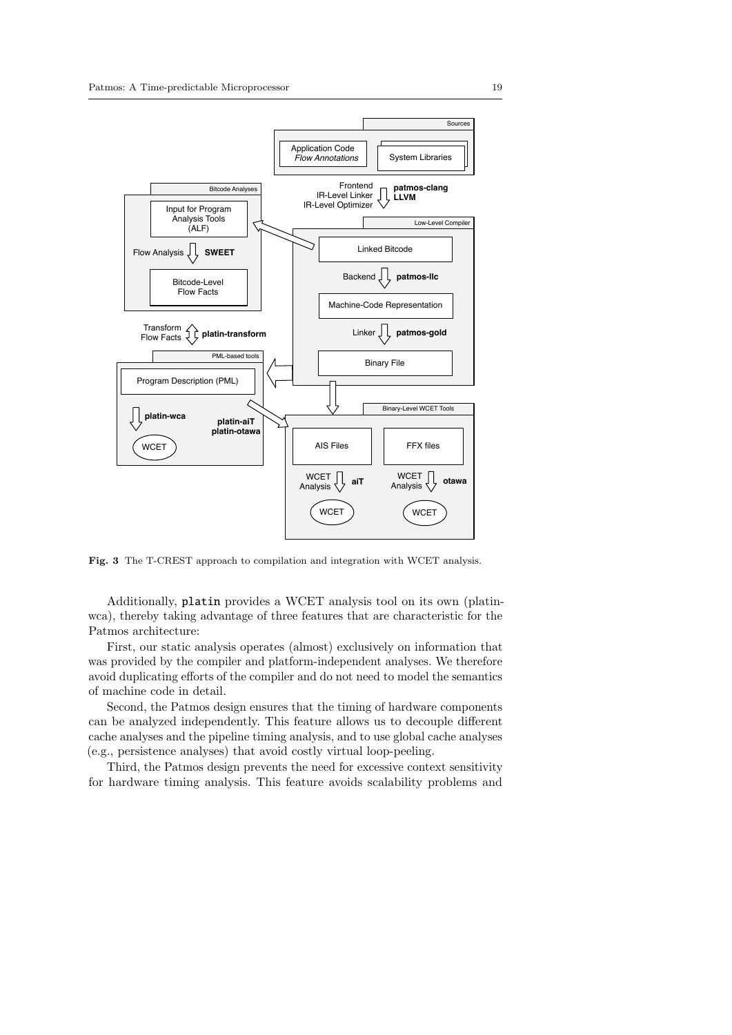**Fig. 3** The T-CREST approach to compilation and integration with WCET analysis.

Additionally, `platin` provides a WCET analysis tool on its own (platin-wca), thereby taking advantage of three features that are characteristic for the Patmos architecture:

First, our static analysis operates (almost) exclusively on information that was provided by the compiler and platform-independent analyses. We therefore avoid duplicating efforts of the compiler and do not need to model the semantics of machine code in detail.

Second, the Patmos design ensures that the timing of hardware components can be analyzed independently. This feature allows us to decouple different cache analyses and the pipeline timing analysis, and to use global cache analyses (e.g., persistence analyses) that avoid costly virtual loop-peeling.

Third, the Patmos design prevents the need for excessive context sensitivity for hardware timing analysis. This feature avoids scalability problems and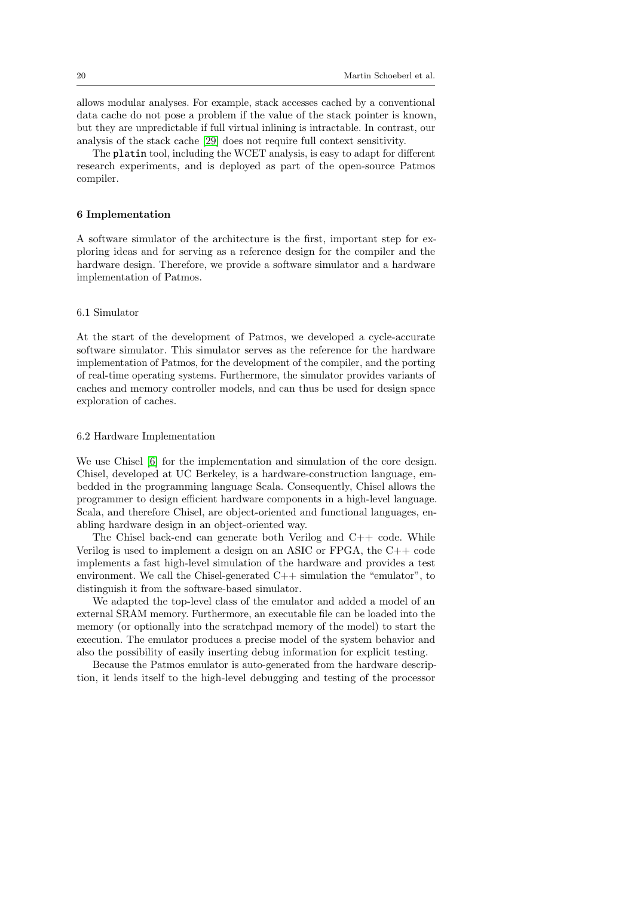allows modular analyses. For example, stack accesses cached by a conventional data cache do not pose a problem if the value of the stack pointer is known, but they are unpredictable if full virtual inlining is intractable. In contrast, our analysis of the stack cache [29] does not require full context sensitivity.

The `platin` tool, including the WCET analysis, is easy to adapt for different research experiments, and is deployed as part of the open-source Patmos compiler.

## 6 Implementation

A software simulator of the architecture is the first, important step for exploring ideas and for serving as a reference design for the compiler and the hardware design. Therefore, we provide a software simulator and a hardware implementation of Patmos.

### 6.1 Simulator

At the start of the development of Patmos, we developed a cycle-accurate software simulator. This simulator serves as the reference for the hardware implementation of Patmos, for the development of the compiler, and the porting of real-time operating systems. Furthermore, the simulator provides variants of caches and memory controller models, and can thus be used for design space exploration of caches.

### 6.2 Hardware Implementation

We use Chisel [6] for the implementation and simulation of the core design. Chisel, developed at UC Berkeley, is a hardware-construction language, embedded in the programming language Scala. Consequently, Chisel allows the programmer to design efficient hardware components in a high-level language. Scala, and therefore Chisel, are object-oriented and functional languages, enabling hardware design in an object-oriented way.

The Chisel back-end can generate both Verilog and C++ code. While Verilog is used to implement a design on an ASIC or FPGA, the C++ code implements a fast high-level simulation of the hardware and provides a test environment. We call the Chisel-generated C++ simulation the "emulator", to distinguish it from the software-based simulator.

We adapted the top-level class of the emulator and added a model of an external SRAM memory. Furthermore, an executable file can be loaded into the memory (or optionally into the scratchpad memory of the model) to start the execution. The emulator produces a precise model of the system behavior and also the possibility of easily inserting debug information for explicit testing.

Because the Patmos emulator is auto-generated from the hardware description, it lends itself to the high-level debugging and testing of the processor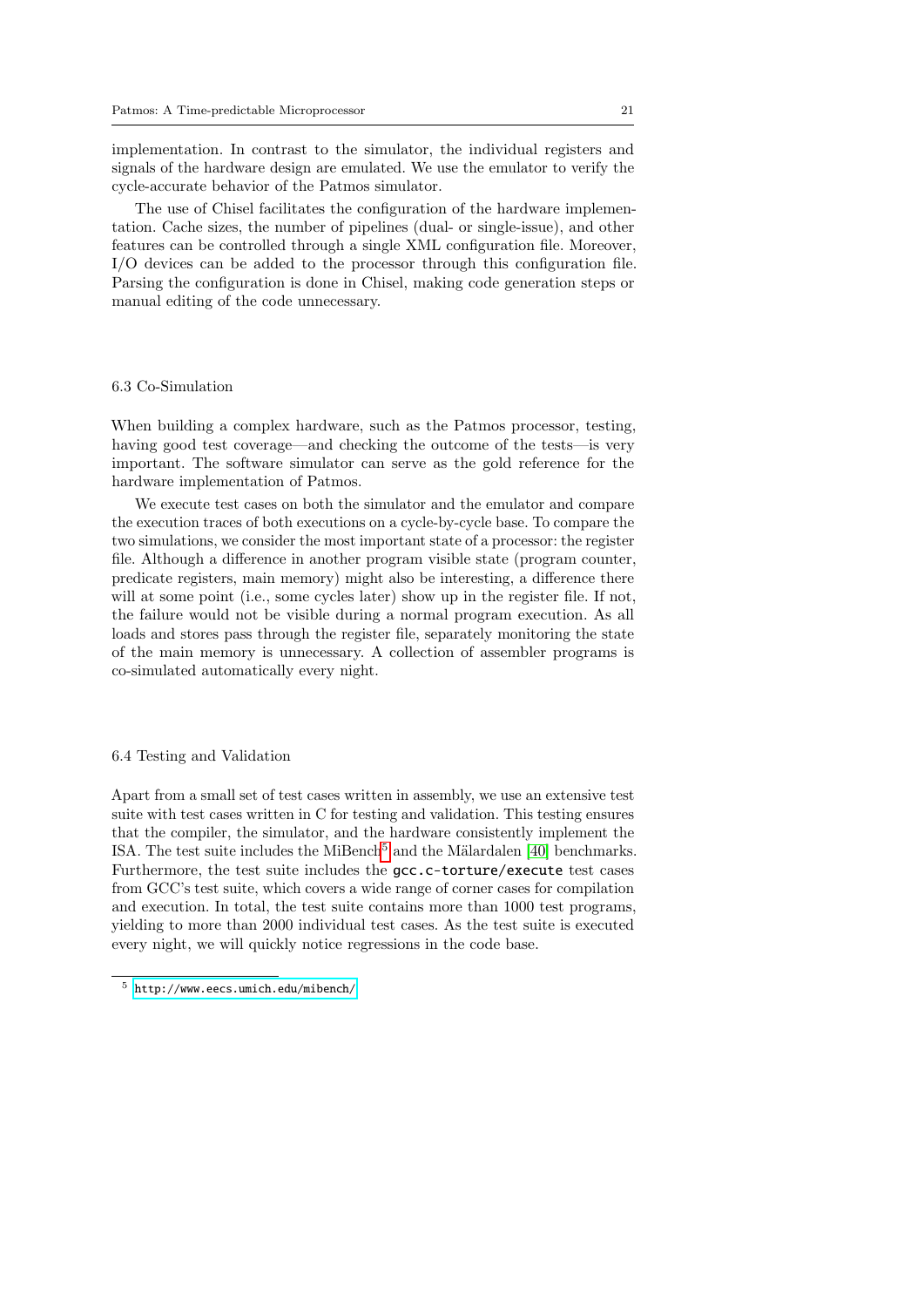implementation. In contrast to the simulator, the individual registers and signals of the hardware design are emulated. We use the emulator to verify the cycle-accurate behavior of the Patmos simulator.

The use of Chisel facilitates the configuration of the hardware implementation. Cache sizes, the number of pipelines (dual- or single-issue), and other features can be controlled through a single XML configuration file. Moreover, I/O devices can be added to the processor through this configuration file. Parsing the configuration is done in Chisel, making code generation steps or manual editing of the code unnecessary.

### 6.3 Co-Simulation

When building a complex hardware, such as the Patmos processor, testing, having good test coverage—and checking the outcome of the tests—is very important. The software simulator can serve as the gold reference for the hardware implementation of Patmos.

We execute test cases on both the simulator and the emulator and compare the execution traces of both executions on a cycle-by-cycle base. To compare the two simulations, we consider the most important state of a processor: the register file. Although a difference in another program visible state (program counter, predicate registers, main memory) might also be interesting, a difference there will at some point (i.e., some cycles later) show up in the register file. If not, the failure would not be visible during a normal program execution. As all loads and stores pass through the register file, separately monitoring the state of the main memory is unnecessary. A collection of assembler programs is co-simulated automatically every night.

### 6.4 Testing and Validation

Apart from a small set of test cases written in assembly, we use an extensive test suite with test cases written in C for testing and validation. This testing ensures that the compiler, the simulator, and the hardware consistently implement the ISA. The test suite includes the MiBench[5] and the Mälardalen [40] benchmarks. Furthermore, the test suite includes the `gcc.c-torture/execute` test cases from GCC's test suite, which covers a wide range of corner cases for compilation and execution. In total, the test suite contains more than 1000 test programs, yielding to more than 2000 individual test cases. As the test suite is executed every night, we will quickly notice regressions in the code base.

[5] http://www.eecs.umich.edu/mibench/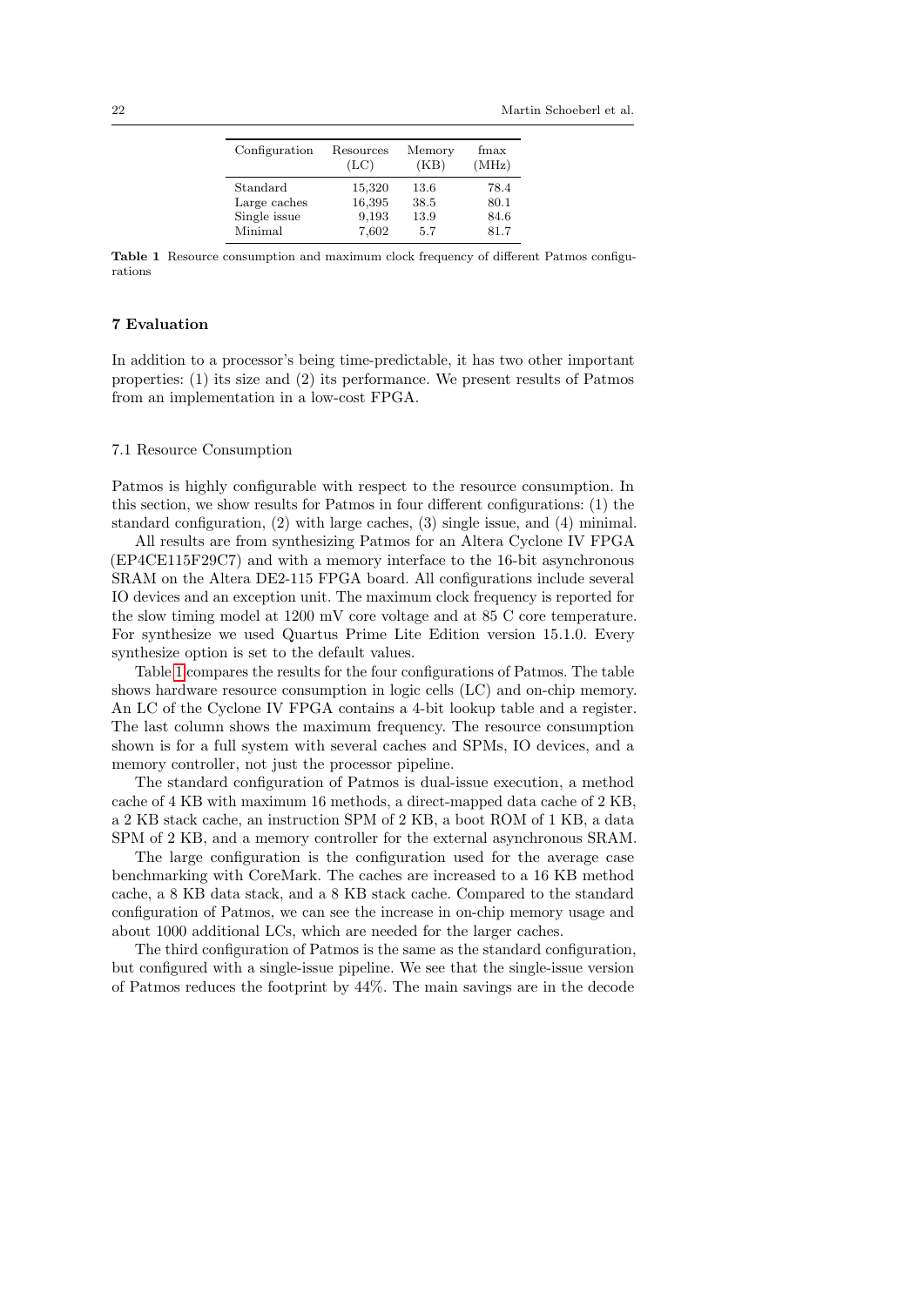| Configuration | Resources (LC) | Memory (KB) | fmax (MHz) |
|---|---|---|---|
| Standard | 15,320 | 13.6 | 78.4 |
| Large caches | 16,395 | 38.5 | 80.1 |
| Single issue | 9,193 | 13.9 | 84.6 |
| Minimal | 7,602 | 5.7 | 81.7 |

**Table 1** Resource consumption and maximum clock frequency of different Patmos configurations

## 7 Evaluation

In addition to a processor's being time-predictable, it has two other important properties: (1) its size and (2) its performance. We present results of Patmos from an implementation in a low-cost FPGA.

### 7.1 Resource Consumption

Patmos is highly configurable with respect to the resource consumption. In this section, we show results for Patmos in four different configurations: (1) the standard configuration, (2) with large caches, (3) single issue, and (4) minimal.

All results are from synthesizing Patmos for an Altera Cyclone IV FPGA (EP4CE115F29C7) and with a memory interface to the 16-bit asynchronous SRAM on the Altera DE2-115 FPGA board. All configurations include several IO devices and an exception unit. The maximum clock frequency is reported for the slow timing model at 1200 mV core voltage and at 85 C core temperature. For synthesize we used Quartus Prime Lite Edition version 15.1.0. Every synthesize option is set to the default values.

Table 1 compares the results for the four configurations of Patmos. The table shows hardware resource consumption in logic cells (LC) and on-chip memory. An LC of the Cyclone IV FPGA contains a 4-bit lookup table and a register. The last column shows the maximum frequency. The resource consumption shown is for a full system with several caches and SPMs, IO devices, and a memory controller, not just the processor pipeline.

The standard configuration of Patmos is dual-issue execution, a method cache of 4 KB with maximum 16 methods, a direct-mapped data cache of 2 KB, a 2 KB stack cache, an instruction SPM of 2 KB, a boot ROM of 1 KB, a data SPM of 2 KB, and a memory controller for the external asynchronous SRAM.

The large configuration is the configuration used for the average case benchmarking with CoreMark. The caches are increased to a 16 KB method cache, a 8 KB data stack, and a 8 KB stack cache. Compared to the standard configuration of Patmos, we can see the increase in on-chip memory usage and about 1000 additional LCs, which are needed for the larger caches.

The third configuration of Patmos is the same as the standard configuration, but configured with a single-issue pipeline. We see that the single-issue version of Patmos reduces the footprint by 44%. The main savings are in the decode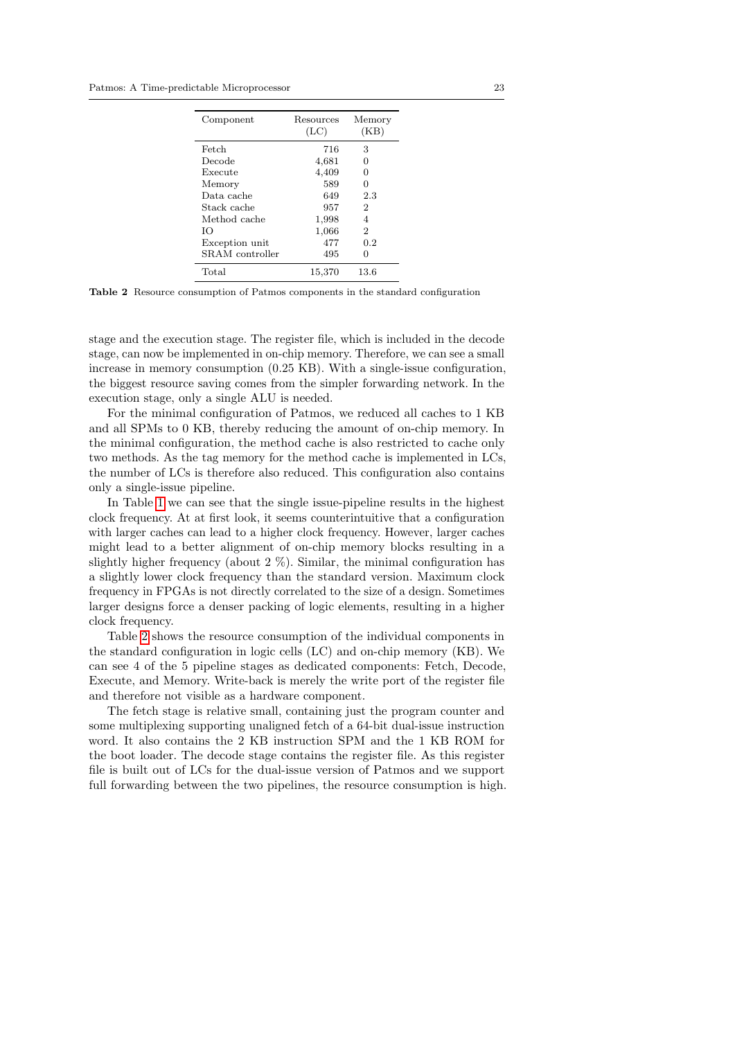| Component | Resources (LC) | Memory (KB) |
|---|---|---|
| Fetch | 716 | 3 |
| Decode | 4,681 | 0 |
| Execute | 4,409 | 0 |
| Memory | 589 | 0 |
| Data cache | 649 | 2.3 |
| Stack cache | 957 | 2 |
| Method cache | 1,998 | 4 |
| IO | 1,066 | 2 |
| Exception unit | 477 | 0.2 |
| SRAM controller | 495 | 0 |
| Total | 15,370 | 13.6 |

**Table 2** Resource consumption of Patmos components in the standard configuration

stage and the execution stage. The register file, which is included in the decode stage, can now be implemented in on-chip memory. Therefore, we can see a small increase in memory consumption (0.25 KB). With a single-issue configuration, the biggest resource saving comes from the simpler forwarding network. In the execution stage, only a single ALU is needed.

For the minimal configuration of Patmos, we reduced all caches to 1 KB and all SPMs to 0 KB, thereby reducing the amount of on-chip memory. In the minimal configuration, the method cache is also restricted to cache only two methods. As the tag memory for the method cache is implemented in LCs, the number of LCs is therefore also reduced. This configuration also contains only a single-issue pipeline.

In Table 1 we can see that the single issue-pipeline results in the highest clock frequency. At at first look, it seems counterintuitive that a configuration with larger caches can lead to a higher clock frequency. However, larger caches might lead to a better alignment of on-chip memory blocks resulting in a slightly higher frequency (about 2 %). Similar, the minimal configuration has a slightly lower clock frequency than the standard version. Maximum clock frequency in FPGAs is not directly correlated to the size of a design. Sometimes larger designs force a denser packing of logic elements, resulting in a higher clock frequency.

Table 2 shows the resource consumption of the individual components in the standard configuration in logic cells (LC) and on-chip memory (KB). We can see 4 of the 5 pipeline stages as dedicated components: Fetch, Decode, Execute, and Memory. Write-back is merely the write port of the register file and therefore not visible as a hardware component.

The fetch stage is relative small, containing just the program counter and some multiplexing supporting unaligned fetch of a 64-bit dual-issue instruction word. It also contains the 2 KB instruction SPM and the 1 KB ROM for the boot loader. The decode stage contains the register file. As this register file is built out of LCs for the dual-issue version of Patmos and we support full forwarding between the two pipelines, the resource consumption is high.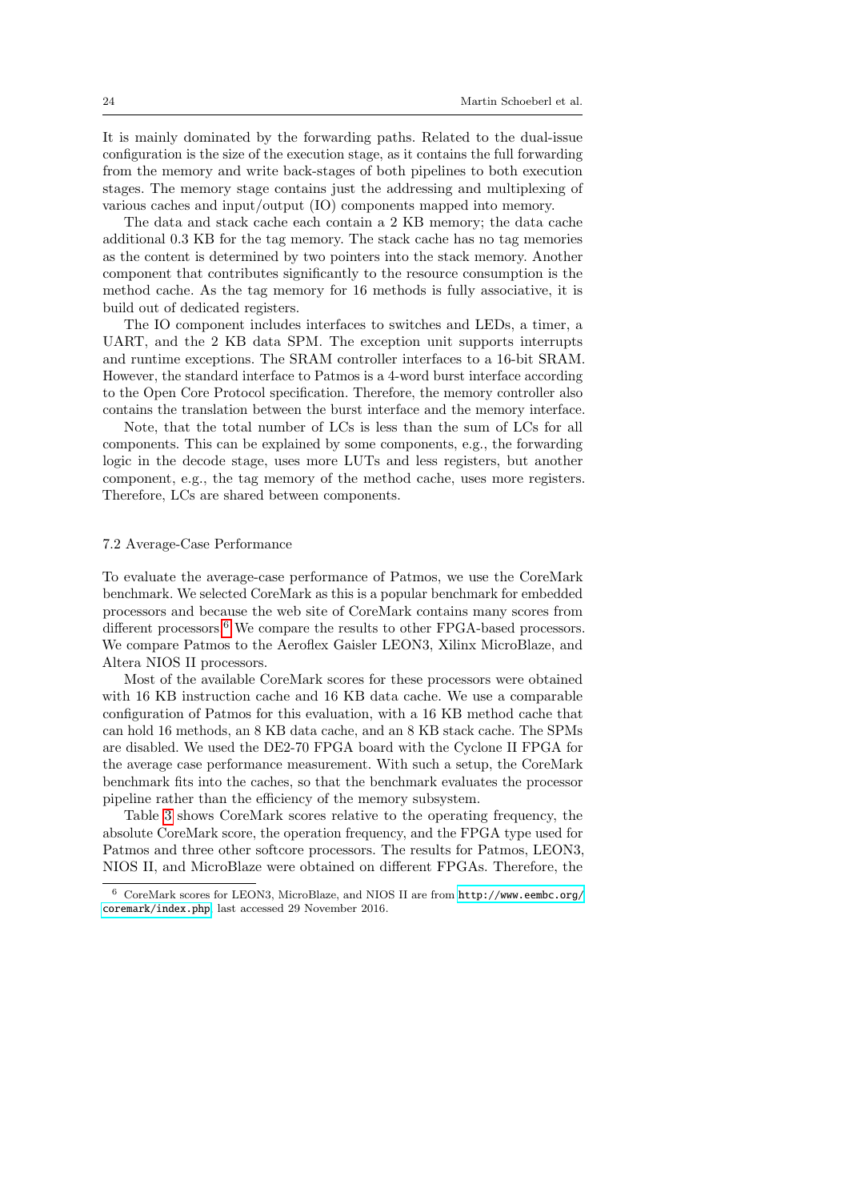It is mainly dominated by the forwarding paths. Related to the dual-issue configuration is the size of the execution stage, as it contains the full forwarding from the memory and write back-stages of both pipelines to both execution stages. The memory stage contains just the addressing and multiplexing of various caches and input/output (IO) components mapped into memory.

The data and stack cache each contain a 2 KB memory; the data cache additional 0.3 KB for the tag memory. The stack cache has no tag memories as the content is determined by two pointers into the stack memory. Another component that contributes significantly to the resource consumption is the method cache. As the tag memory for 16 methods is fully associative, it is build out of dedicated registers.

The IO component includes interfaces to switches and LEDs, a timer, a UART, and the 2 KB data SPM. The exception unit supports interrupts and runtime exceptions. The SRAM controller interfaces to a 16-bit SRAM. However, the standard interface to Patmos is a 4-word burst interface according to the Open Core Protocol specification. Therefore, the memory controller also contains the translation between the burst interface and the memory interface.

Note, that the total number of LCs is less than the sum of LCs for all components. This can be explained by some components, e.g., the forwarding logic in the decode stage, uses more LUTs and less registers, but another component, e.g., the tag memory of the method cache, uses more registers. Therefore, LCs are shared between components.

### 7.2 Average-Case Performance

To evaluate the average-case performance of Patmos, we use the CoreMark benchmark. We selected CoreMark as this is a popular benchmark for embedded processors and because the web site of CoreMark contains many scores from different processors.[6] We compare the results to other FPGA-based processors. We compare Patmos to the Aeroflex Gaisler LEON3, Xilinx MicroBlaze, and Altera NIOS II processors.

Most of the available CoreMark scores for these processors were obtained with 16 KB instruction cache and 16 KB data cache. We use a comparable configuration of Patmos for this evaluation, with a 16 KB method cache that can hold 16 methods, an 8 KB data cache, and an 8 KB stack cache. The SPMs are disabled. We used the DE2-70 FPGA board with the Cyclone II FPGA for the average case performance measurement. With such a setup, the CoreMark benchmark fits into the caches, so that the benchmark evaluates the processor pipeline rather than the efficiency of the memory subsystem.

Table 3 shows CoreMark scores relative to the operating frequency, the absolute CoreMark score, the operation frequency, and the FPGA type used for Patmos and three other softcore processors. The results for Patmos, LEON3, NIOS II, and MicroBlaze were obtained on different FPGAs. Therefore, the

[6] CoreMark scores for LEON3, MicroBlaze, and NIOS II are from http://www.eembc.org/coremark/index.php, last accessed 29 November 2016.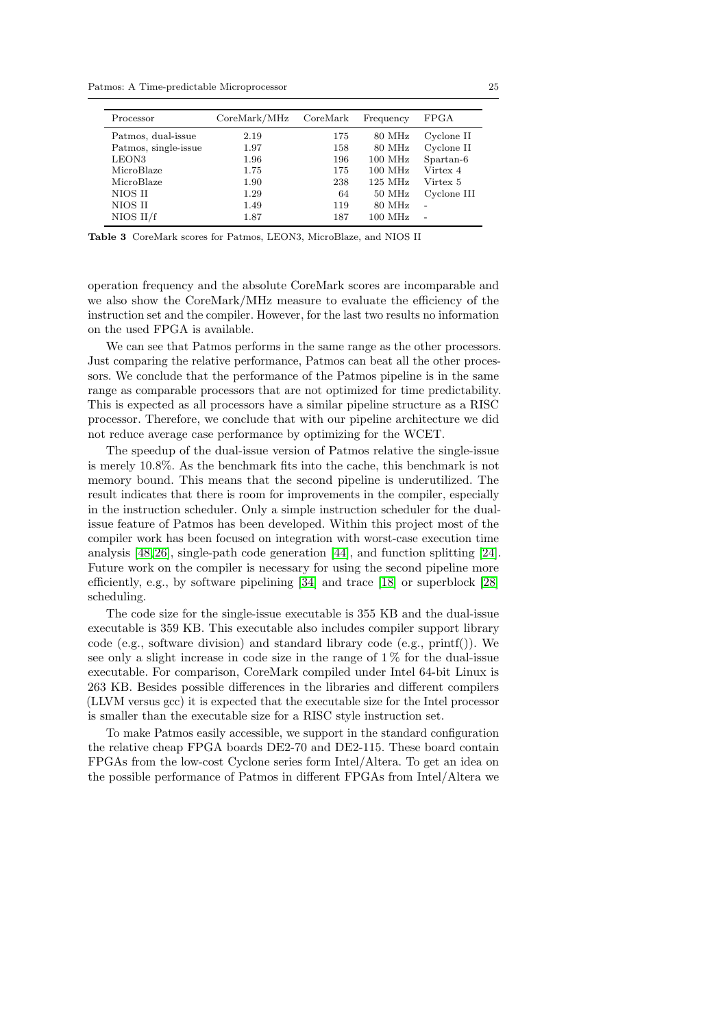| Processor | CoreMark/MHz | CoreMark | Frequency | FPGA |
|---|---|---|---|---|
| Patmos, dual-issue | 2.19 | 175 | 80 MHz | Cyclone II |
| Patmos, single-issue | 1.97 | 158 | 80 MHz | Cyclone II |
| LEON3 | 1.96 | 196 | 100 MHz | Spartan-6 |
| MicroBlaze | 1.75 | 175 | 100 MHz | Virtex 4 |
| MicroBlaze | 1.90 | 238 | 125 MHz | Virtex 5 |
| NIOS II | 1.29 | 64 | 50 MHz | Cyclone III |
| NIOS II | 1.49 | 119 | 80 MHz | - |
| NIOS II/f | 1.87 | 187 | 100 MHz | - |

**Table 3** CoreMark scores for Patmos, LEON3, MicroBlaze, and NIOS II

operation frequency and the absolute CoreMark scores are incomparable and we also show the CoreMark/MHz measure to evaluate the efficiency of the instruction set and the compiler. However, for the last two results no information on the used FPGA is available.

We can see that Patmos performs in the same range as the other processors. Just comparing the relative performance, Patmos can beat all the other processors. We conclude that the performance of the Patmos pipeline is in the same range as comparable processors that are not optimized for time predictability. This is expected as all processors have a similar pipeline structure as a RISC processor. Therefore, we conclude that with our pipeline architecture we did not reduce average case performance by optimizing for the WCET.

The speedup of the dual-issue version of Patmos relative the single-issue is merely 10.8%. As the benchmark fits into the cache, this benchmark is not memory bound. This means that the second pipeline is underutilized. The result indicates that there is room for improvements in the compiler, especially in the instruction scheduler. Only a simple instruction scheduler for the dual-issue feature of Patmos has been developed. Within this project most of the compiler work has been focused on integration with worst-case execution time analysis [48,26], single-path code generation [44], and function splitting [24]. Future work on the compiler is necessary for using the second pipeline more efficiently, e.g., by software pipelining [34] and trace [18] or superblock [28] scheduling.

The code size for the single-issue executable is 355 KB and the dual-issue executable is 359 KB. This executable also includes compiler support library code (e.g., software division) and standard library code (e.g., printf()). We see only a slight increase in code size in the range of 1 % for the dual-issue executable. For comparison, CoreMark compiled under Intel 64-bit Linux is 263 KB. Besides possible differences in the libraries and different compilers (LLVM versus gcc) it is expected that the executable size for the Intel processor is smaller than the executable size for a RISC style instruction set.

To make Patmos easily accessible, we support in the standard configuration the relative cheap FPGA boards DE2-70 and DE2-115. These board contain FPGAs from the low-cost Cyclone series form Intel/Altera. To get an idea on the possible performance of Patmos in different FPGAs from Intel/Altera we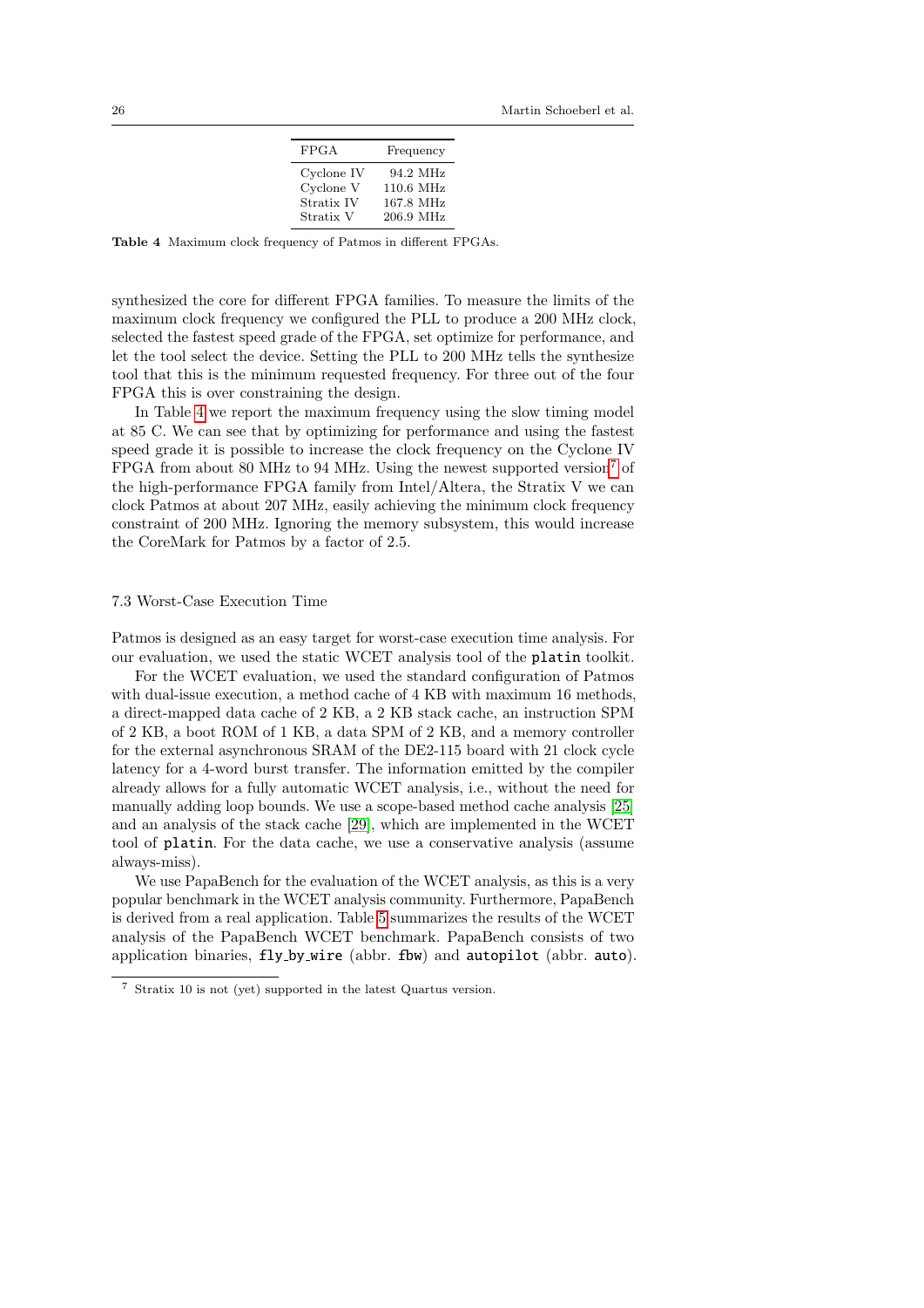| FPGA | Frequency |
| --- | --- |
| Cyclone IV | 94.2 MHz |
| Cyclone V | 110.6 MHz |
| Stratix IV | 167.8 MHz |
| Stratix V | 206.9 MHz |

**Table 4** Maximum clock frequency of Patmos in different FPGAs.

synthesized the core for different FPGA families. To measure the limits of the maximum clock frequency we configured the PLL to produce a 200 MHz clock, selected the fastest speed grade of the FPGA, set optimize for performance, and let the tool select the device. Setting the PLL to 200 MHz tells the synthesize tool that this is the minimum requested frequency. For three out of the four FPGA this is over constraining the design.

In Table 4 we report the maximum frequency using the slow timing model at 85 C. We can see that by optimizing for performance and using the fastest speed grade it is possible to increase the clock frequency on the Cyclone IV FPGA from about 80 MHz to 94 MHz. Using the newest supported version[7] of the high-performance FPGA family from Intel/Altera, the Stratix V we can clock Patmos at about 207 MHz, easily achieving the minimum clock frequency constraint of 200 MHz. Ignoring the memory subsystem, this would increase the CoreMark for Patmos by a factor of 2.5.

### 7.3 Worst-Case Execution Time

Patmos is designed as an easy target for worst-case execution time analysis. For our evaluation, we used the static WCET analysis tool of the `platin` toolkit.

For the WCET evaluation, we used the standard configuration of Patmos with dual-issue execution, a method cache of 4 KB with maximum 16 methods, a direct-mapped data cache of 2 KB, a 2 KB stack cache, an instruction SPM of 2 KB, a boot ROM of 1 KB, a data SPM of 2 KB, and a memory controller for the external asynchronous SRAM of the DE2-115 board with 21 clock cycle latency for a 4-word burst transfer. The information emitted by the compiler already allows for a fully automatic WCET analysis, i.e., without the need for manually adding loop bounds. We use a scope-based method cache analysis [25] and an analysis of the stack cache [29], which are implemented in the WCET tool of `platin`. For the data cache, we use a conservative analysis (assume always-miss).

We use PapaBench for the evaluation of the WCET analysis, as this is a very popular benchmark in the WCET analysis community. Furthermore, PapaBench is derived from a real application. Table 5 summarizes the results of the WCET analysis of the PapaBench WCET benchmark. PapaBench consists of two application binaries, `fly_by_wire` (abbr. `fbw`) and `autopilot` (abbr. `auto`).

[7] Stratix 10 is not (yet) supported in the latest Quartus version.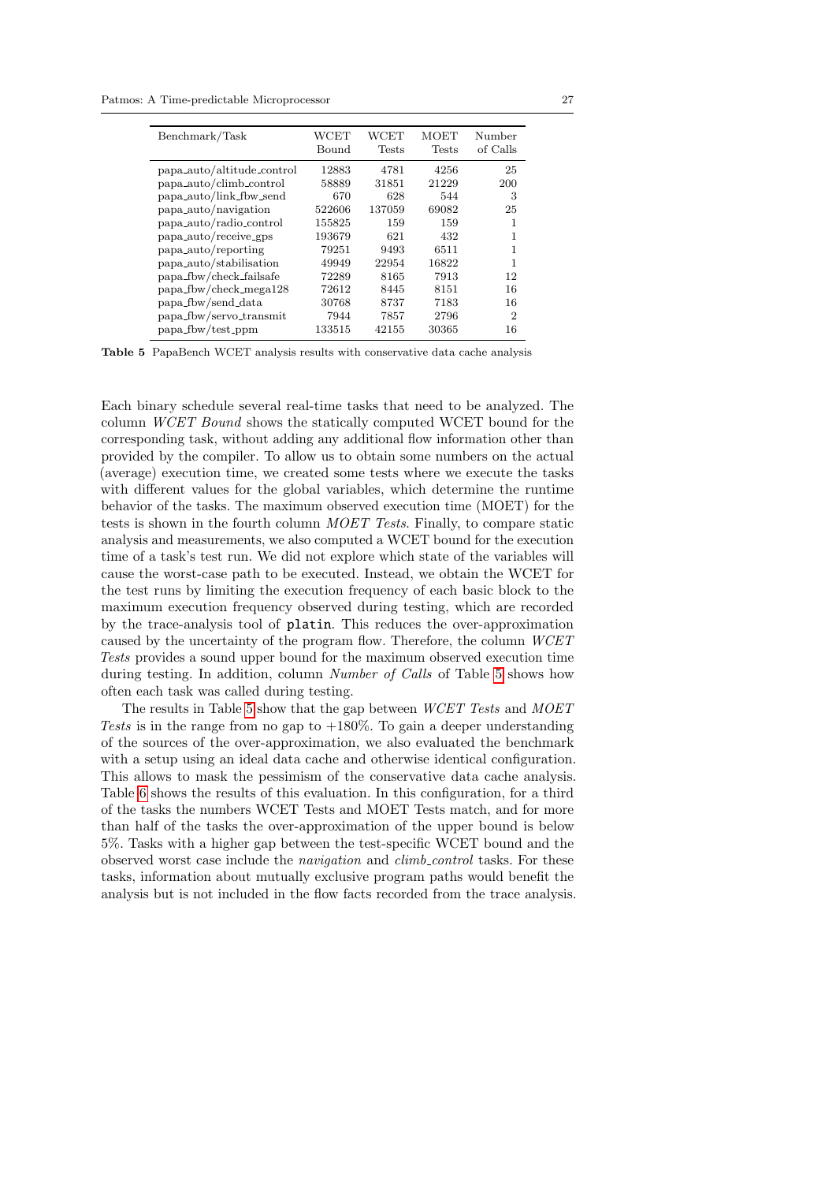| Benchmark/Task | WCET Bound | WCET Tests | MOET Tests | Number of Calls |
|---|---|---|---|---|
| papa_auto/altitude_control | 12883 | 4781 | 4256 | 25 |
| papa_auto/climb_control | 58889 | 31851 | 21229 | 200 |
| papa_auto/link_fbw_send | 670 | 628 | 544 | 3 |
| papa_auto/navigation | 522606 | 137059 | 69082 | 25 |
| papa_auto/radio_control | 155825 | 159 | 159 | 1 |
| papa_auto/receive_gps | 193679 | 621 | 432 | 1 |
| papa_auto/reporting | 79251 | 9493 | 6511 | 1 |
| papa_auto/stabilisation | 49949 | 22954 | 16822 | 1 |
| papa_fbw/check_failsafe | 72289 | 8165 | 7913 | 12 |
| papa_fbw/check_mega128 | 72612 | 8445 | 8151 | 16 |
| papa_fbw/send_data | 30768 | 8737 | 7183 | 16 |
| papa_fbw/servo_transmit | 7944 | 7857 | 2796 | 2 |
| papa_fbw/test_ppm | 133515 | 42155 | 30365 | 16 |

**Table 5** PapaBench WCET analysis results with conservative data cache analysis

Each binary schedule several real-time tasks that need to be analyzed. The column *WCET Bound* shows the statically computed WCET bound for the corresponding task, without adding any additional flow information other than provided by the compiler. To allow us to obtain some numbers on the actual (average) execution time, we created some tests where we execute the tasks with different values for the global variables, which determine the runtime behavior of the tasks. The maximum observed execution time (MOET) for the tests is shown in the fourth column *MOET Tests*. Finally, to compare static analysis and measurements, we also computed a WCET bound for the execution time of a task's test run. We did not explore which state of the variables will cause the worst-case path to be executed. Instead, we obtain the WCET for the test runs by limiting the execution frequency of each basic block to the maximum execution frequency observed during testing, which are recorded by the trace-analysis tool of `platin`. This reduces the over-approximation caused by the uncertainty of the program flow. Therefore, the column *WCET Tests* provides a sound upper bound for the maximum observed execution time during testing. In addition, column *Number of Calls* of Table 5 shows how often each task was called during testing.

The results in Table 5 show that the gap between *WCET Tests* and *MOET Tests* is in the range from no gap to +180%. To gain a deeper understanding of the sources of the over-approximation, we also evaluated the benchmark with a setup using an ideal data cache and otherwise identical configuration. This allows to mask the pessimism of the conservative data cache analysis. Table 6 shows the results of this evaluation. In this configuration, for a third of the tasks the numbers WCET Tests and MOET Tests match, and for more than half of the tasks the over-approximation of the upper bound is below 5%. Tasks with a higher gap between the test-specific WCET bound and the observed worst case include the *navigation* and *climb_control* tasks. For these tasks, information about mutually exclusive program paths would benefit the analysis but is not included in the flow facts recorded from the trace analysis.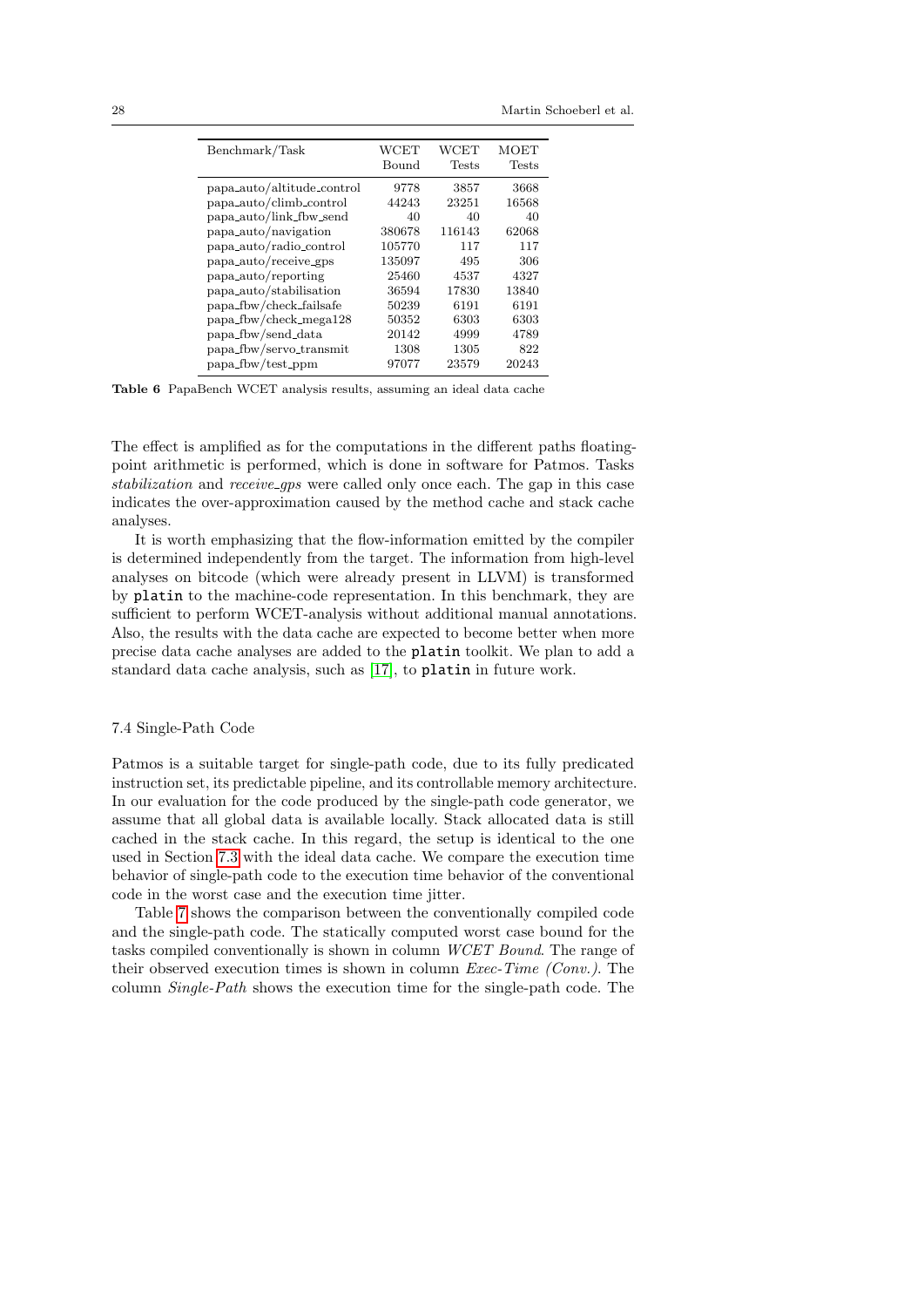| Benchmark/Task | WCET Bound | WCET Tests | MOET Tests |
|---|---|---|---|
| papa_auto/altitude_control | 9778 | 3857 | 3668 |
| papa_auto/climb_control | 44243 | 23251 | 16568 |
| papa_auto/link_fbw_send | 40 | 40 | 40 |
| papa_auto/navigation | 380678 | 116143 | 62068 |
| papa_auto/radio_control | 105770 | 117 | 117 |
| papa_auto/receive_gps | 135097 | 495 | 306 |
| papa_auto/reporting | 25460 | 4537 | 4327 |
| papa_auto/stabilisation | 36594 | 17830 | 13840 |
| papa_fbw/check_failsafe | 50239 | 6191 | 6191 |
| papa_fbw/check_mega128 | 50352 | 6303 | 6303 |
| papa_fbw/send_data | 20142 | 4999 | 4789 |
| papa_fbw/servo_transmit | 1308 | 1305 | 822 |
| papa_fbw/test_ppm | 97077 | 23579 | 20243 |

**Table 6** PapaBench WCET analysis results, assuming an ideal data cache

The effect is amplified as for the computations in the different paths floating-point arithmetic is performed, which is done in software for Patmos. Tasks *stabilization* and *receive_gps* were called only once each. The gap in this case indicates the over-approximation caused by the method cache and stack cache analyses.

It is worth emphasizing that the flow-information emitted by the compiler is determined independently from the target. The information from high-level analyses on bitcode (which were already present in LLVM) is transformed by platin to the machine-code representation. In this benchmark, they are sufficient to perform WCET-analysis without additional manual annotations. Also, the results with the data cache are expected to become better when more precise data cache analyses are added to the platin toolkit. We plan to add a standard data cache analysis, such as [17], to platin in future work.

### 7.4 Single-Path Code

Patmos is a suitable target for single-path code, due to its fully predicated instruction set, its predictable pipeline, and its controllable memory architecture. In our evaluation for the code produced by the single-path code generator, we assume that all global data is available locally. Stack allocated data is still cached in the stack cache. In this regard, the setup is identical to the one used in Section 7.3 with the ideal data cache. We compare the execution time behavior of single-path code to the execution time behavior of the conventional code in the worst case and the execution time jitter.

Table 7 shows the comparison between the conventionally compiled code and the single-path code. The statically computed worst case bound for the tasks compiled conventionally is shown in column *WCET Bound*. The range of their observed execution times is shown in column *Exec-Time (Conv.)*. The column *Single-Path* shows the execution time for the single-path code. The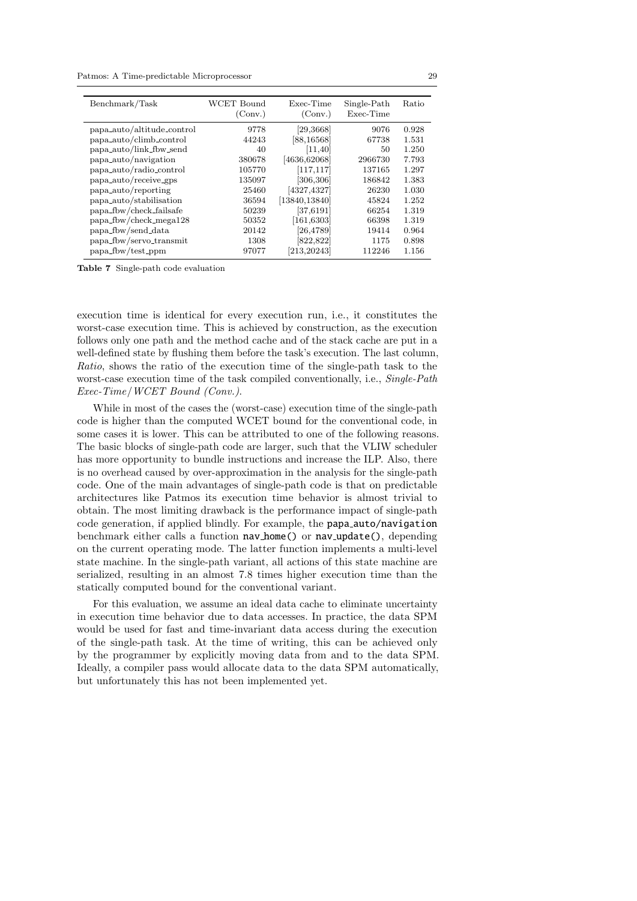| Benchmark/Task | WCET Bound (Conv.) | Exec-Time (Conv.) | Single-Path Exec-Time | Ratio |
|---|---|---|---|---|
| papa_auto/altitude_control | 9778 | [29,3668] | 9076 | 0.928 |
| papa_auto/climb_control | 44243 | [88,16568] | 67738 | 1.531 |
| papa_auto/link_fbw_send | 40 | [11,40] | 50 | 1.250 |
| papa_auto/navigation | 380678 | [4636,62068] | 2966730 | 7.793 |
| papa_auto/radio_control | 105770 | [117,117] | 137165 | 1.297 |
| papa_auto/receive_gps | 135097 | [306,306] | 186842 | 1.383 |
| papa_auto/reporting | 25460 | [4327,4327] | 26230 | 1.030 |
| papa_auto/stabilisation | 36594 | [13840,13840] | 45824 | 1.252 |
| papa_fbw/check_failsafe | 50239 | [37,6191] | 66254 | 1.319 |
| papa_fbw/check_mega128 | 50352 | [161,6303] | 66398 | 1.319 |
| papa_fbw/send_data | 20142 | [26,4789] | 19414 | 0.964 |
| papa_fbw/servo_transmit | 1308 | [822,822] | 1175 | 0.898 |
| papa_fbw/test_ppm | 97077 | [213,20243] | 112246 | 1.156 |

**Table 7** Single-path code evaluation

execution time is identical for every execution run, i.e., it constitutes the worst-case execution time. This is achieved by construction, as the execution follows only one path and the method cache and of the stack cache are put in a well-defined state by flushing them before the task's execution. The last column, *Ratio*, shows the ratio of the execution time of the single-path task to the worst-case execution time of the task compiled conventionally, i.e., *Single-Path Exec-Time/WCET Bound (Conv.)*.

While in most of the cases the (worst-case) execution time of the single-path code is higher than the computed WCET bound for the conventional code, in some cases it is lower. This can be attributed to one of the following reasons. The basic blocks of single-path code are larger, such that the VLIW scheduler has more opportunity to bundle instructions and increase the ILP. Also, there is no overhead caused by over-approximation in the analysis for the single-path code. One of the main advantages of single-path code is that on predictable architectures like Patmos its execution time behavior is almost trivial to obtain. The most limiting drawback is the performance impact of single-path code generation, if applied blindly. For example, the `papa_auto/navigation` benchmark either calls a function `nav_home()` or `nav_update()`, depending on the current operating mode. The latter function implements a multi-level state machine. In the single-path variant, all actions of this state machine are serialized, resulting in an almost 7.8 times higher execution time than the statically computed bound for the conventional variant.

For this evaluation, we assume an ideal data cache to eliminate uncertainty in execution time behavior due to data accesses. In practice, the data SPM would be used for fast and time-invariant data access during the execution of the single-path task. At the time of writing, this can be achieved only by the programmer by explicitly moving data from and to the data SPM. Ideally, a compiler pass would allocate data to the data SPM automatically, but unfortunately this has not been implemented yet.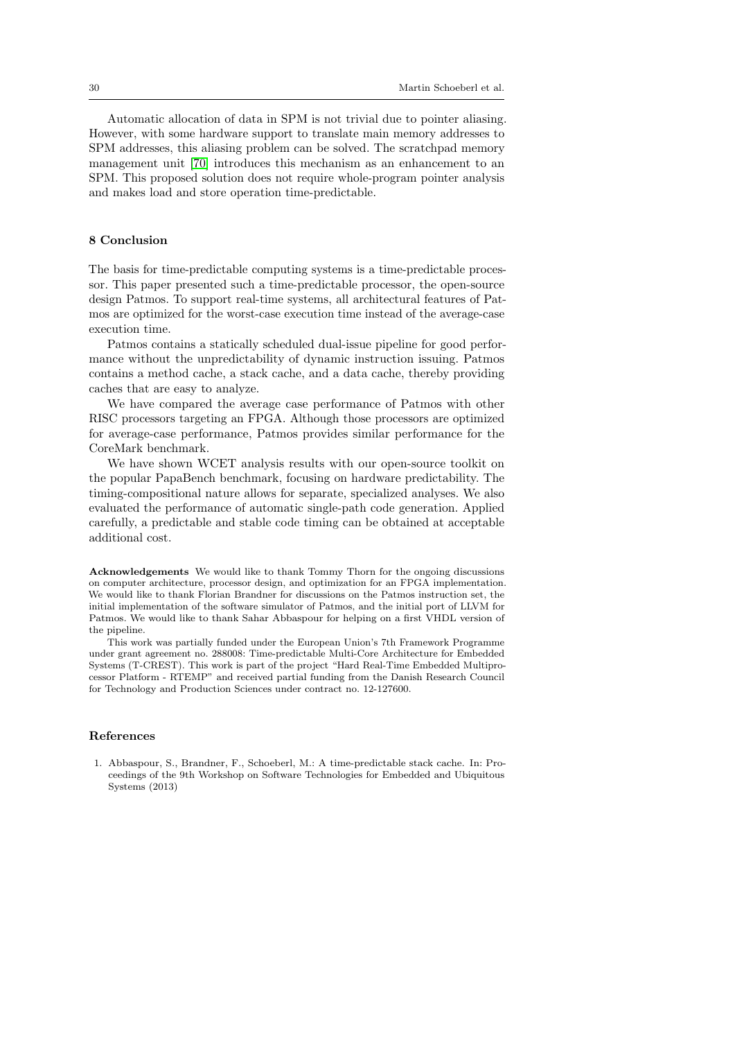Automatic allocation of data in SPM is not trivial due to pointer aliasing. However, with some hardware support to translate main memory addresses to SPM addresses, this aliasing problem can be solved. The scratchpad memory management unit [70] introduces this mechanism as an enhancement to an SPM. This proposed solution does not require whole-program pointer analysis and makes load and store operation time-predictable.

## 8 Conclusion

The basis for time-predictable computing systems is a time-predictable processor. This paper presented such a time-predictable processor, the open-source design Patmos. To support real-time systems, all architectural features of Patmos are optimized for the worst-case execution time instead of the average-case execution time.

Patmos contains a statically scheduled dual-issue pipeline for good performance without the unpredictability of dynamic instruction issuing. Patmos contains a method cache, a stack cache, and a data cache, thereby providing caches that are easy to analyze.

We have compared the average case performance of Patmos with other RISC processors targeting an FPGA. Although those processors are optimized for average-case performance, Patmos provides similar performance for the CoreMark benchmark.

We have shown WCET analysis results with our open-source toolkit on the popular PapaBench benchmark, focusing on hardware predictability. The timing-compositional nature allows for separate, specialized analyses. We also evaluated the performance of automatic single-path code generation. Applied carefully, a predictable and stable code timing can be obtained at acceptable additional cost.

**Acknowledgements** We would like to thank Tommy Thorn for the ongoing discussions on computer architecture, processor design, and optimization for an FPGA implementation. We would like to thank Florian Brandner for discussions on the Patmos instruction set, the initial implementation of the software simulator of Patmos, and the initial port of LLVM for Patmos. We would like to thank Sahar Abbaspour for helping on a first VHDL version of the pipeline.

This work was partially funded under the European Union's 7th Framework Programme under grant agreement no. 288008: Time-predictable Multi-Core Architecture for Embedded Systems (T-CREST). This work is part of the project "Hard Real-Time Embedded Multiprocessor Platform - RTEMP" and received partial funding from the Danish Research Council for Technology and Production Sciences under contract no. 12-127600.

## References

1. Abbaspour, S., Brandner, F., Schoeberl, M.: A time-predictable stack cache. In: Proceedings of the 9th Workshop on Software Technologies for Embedded and Ubiquitous Systems (2013)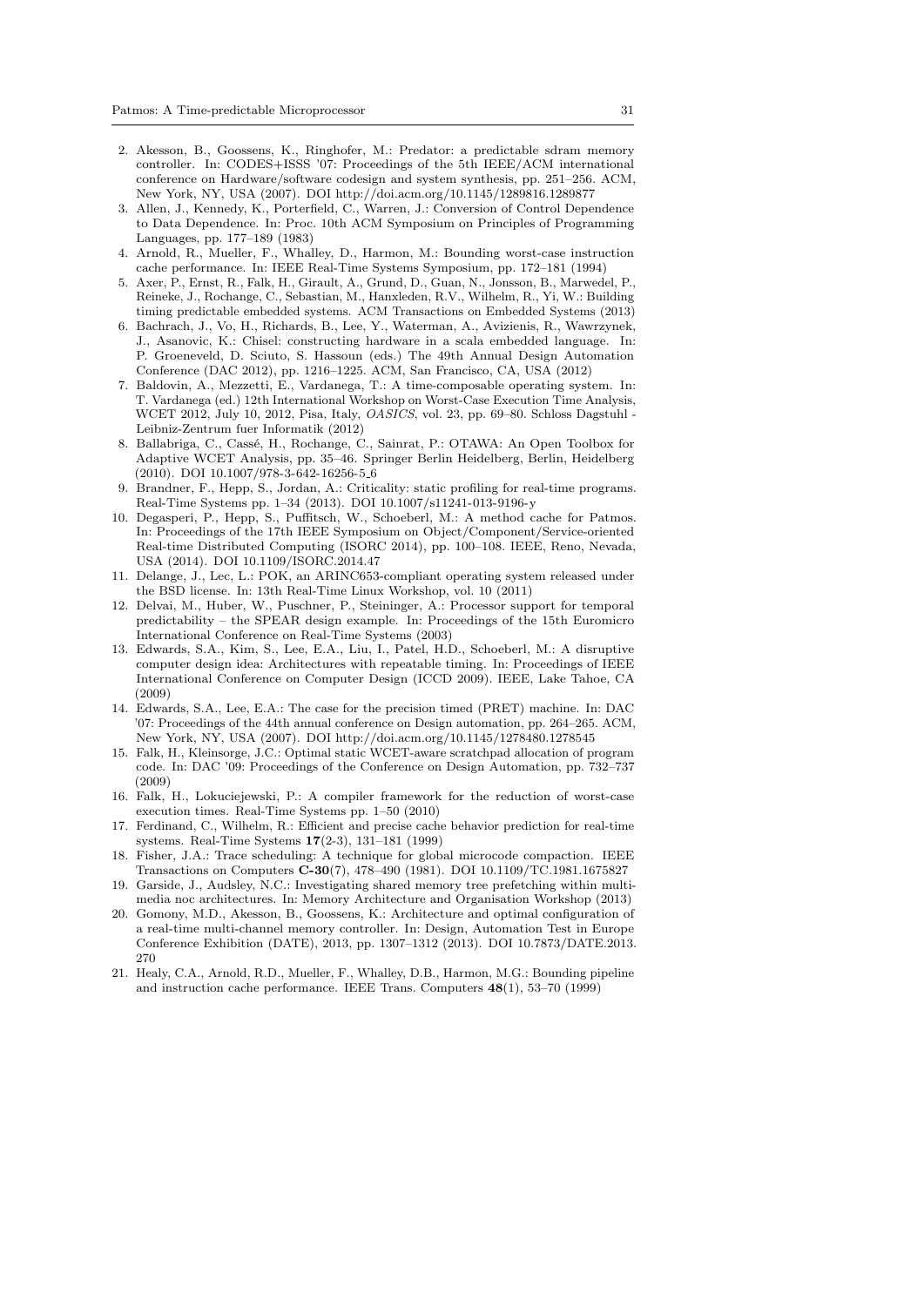2. Akesson, B., Goossens, K., Ringhofer, M.: Predator: a predictable sdram memory controller. In: CODES+ISSS '07: Proceedings of the 5th IEEE/ACM international conference on Hardware/software codesign and system synthesis, pp. 251–256. ACM, New York, NY, USA (2007). DOI http://doi.acm.org/10.1145/1289816.1289877
3. Allen, J., Kennedy, K., Porterfield, C., Warren, J.: Conversion of Control Dependence to Data Dependence. In: Proc. 10th ACM Symposium on Principles of Programming Languages, pp. 177–189 (1983)
4. Arnold, R., Mueller, F., Whalley, D., Harmon, M.: Bounding worst-case instruction cache performance. In: IEEE Real-Time Systems Symposium, pp. 172–181 (1994)
5. Axer, P., Ernst, R., Falk, H., Girault, A., Grund, D., Guan, N., Jonsson, B., Marwedel, P., Reineke, J., Rochange, C., Sebastian, M., Hanxleden, R.V., Wilhelm, R., Yi, W.: Building timing predictable embedded systems. ACM Transactions on Embedded Systems (2013)
6. Bachrach, J., Vo, H., Richards, B., Lee, Y., Waterman, A., Avizienis, R., Wawrzynek, J., Asanovic, K.: Chisel: constructing hardware in a scala embedded language. In: P. Groeneveld, D. Sciuto, S. Hassoun (eds.) The 49th Annual Design Automation Conference (DAC 2012), pp. 1216–1225. ACM, San Francisco, CA, USA (2012)
7. Baldovin, A., Mezzetti, E., Vardanega, T.: A time-composable operating system. In: T. Vardanega (ed.) 12th International Workshop on Worst-Case Execution Time Analysis, WCET 2012, July 10, 2012, Pisa, Italy, *OASICS*, vol. 23, pp. 69–80. Schloss Dagstuhl - Leibniz-Zentrum fuer Informatik (2012)
8. Ballabriga, C., Cassé, H., Rochange, C., Sainrat, P.: OTAWA: An Open Toolbox for Adaptive WCET Analysis, pp. 35–46. Springer Berlin Heidelberg, Berlin, Heidelberg (2010). DOI 10.1007/978-3-642-16256-5_6
9. Brandner, F., Hepp, S., Jordan, A.: Criticality: static profiling for real-time programs. Real-Time Systems pp. 1–34 (2013). DOI 10.1007/s11241-013-9196-y
10. Degasperi, P., Hepp, S., Puffitsch, W., Schoeberl, M.: A method cache for Patmos. In: Proceedings of the 17th IEEE Symposium on Object/Component/Service-oriented Real-time Distributed Computing (ISORC 2014), pp. 100–108. IEEE, Reno, Nevada, USA (2014). DOI 10.1109/ISORC.2014.47
11. Delange, J., Lec, L.: POK, an ARINC653-compliant operating system released under the BSD license. In: 13th Real-Time Linux Workshop, vol. 10 (2011)
12. Delvai, M., Huber, W., Puschner, P., Steininger, A.: Processor support for temporal predictability – the SPEAR design example. In: Proceedings of the 15th Euromicro International Conference on Real-Time Systems (2003)
13. Edwards, S.A., Kim, S., Lee, E.A., Liu, I., Patel, H.D., Schoeberl, M.: A disruptive computer design idea: Architectures with repeatable timing. In: Proceedings of IEEE International Conference on Computer Design (ICCD 2009). IEEE, Lake Tahoe, CA (2009)
14. Edwards, S.A., Lee, E.A.: The case for the precision timed (PRET) machine. In: DAC '07: Proceedings of the 44th annual conference on Design automation, pp. 264–265. ACM, New York, NY, USA (2007). DOI http://doi.acm.org/10.1145/1278480.1278545
15. Falk, H., Kleinsorge, J.C.: Optimal static WCET-aware scratchpad allocation of program code. In: DAC '09: Proceedings of the Conference on Design Automation, pp. 732–737 (2009)
16. Falk, H., Lokuciejewski, P.: A compiler framework for the reduction of worst-case execution times. Real-Time Systems pp. 1–50 (2010)
17. Ferdinand, C., Wilhelm, R.: Efficient and precise cache behavior prediction for real-time systems. Real-Time Systems **17**(2-3), 131–181 (1999)
18. Fisher, J.A.: Trace scheduling: A technique for global microcode compaction. IEEE Transactions on Computers **C-30**(7), 478–490 (1981). DOI 10.1109/TC.1981.1675827
19. Garside, J., Audsley, N.C.: Investigating shared memory tree prefetching within multimedia noc architectures. In: Memory Architecture and Organisation Workshop (2013)
20. Gomony, M.D., Akesson, B., Goossens, K.: Architecture and optimal configuration of a real-time multi-channel memory controller. In: Design, Automation Test in Europe Conference Exhibition (DATE), 2013, pp. 1307–1312 (2013). DOI 10.7873/DATE.2013.270
21. Healy, C.A., Arnold, R.D., Mueller, F., Whalley, D.B., Harmon, M.G.: Bounding pipeline and instruction cache performance. IEEE Trans. Computers **48**(1), 53–70 (1999)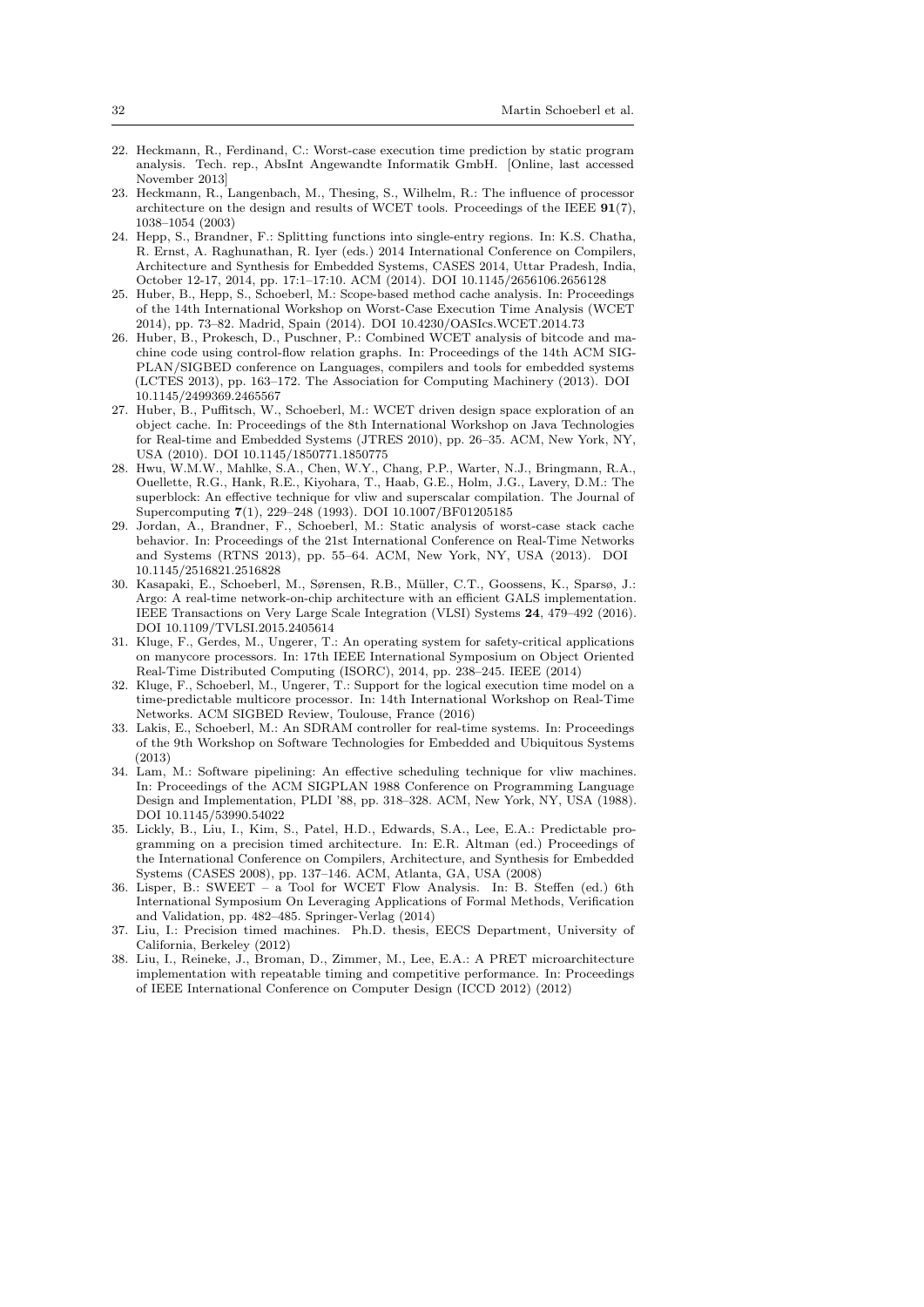22. Heckmann, R., Ferdinand, C.: Worst-case execution time prediction by static program analysis. Tech. rep., AbsInt Angewandte Informatik GmbH. [Online, last accessed November 2013]
23. Heckmann, R., Langenbach, M., Thesing, S., Wilhelm, R.: The influence of processor architecture on the design and results of WCET tools. Proceedings of the IEEE **91**(7), 1038–1054 (2003)
24. Hepp, S., Brandner, F.: Splitting functions into single-entry regions. In: K.S. Chatha, R. Ernst, A. Raghunathan, R. Iyer (eds.) 2014 International Conference on Compilers, Architecture and Synthesis for Embedded Systems, CASES 2014, Uttar Pradesh, India, October 12-17, 2014, pp. 17:1–17:10. ACM (2014). DOI 10.1145/2656106.2656128
25. Huber, B., Hepp, S., Schoeberl, M.: Scope-based method cache analysis. In: Proceedings of the 14th International Workshop on Worst-Case Execution Time Analysis (WCET 2014), pp. 73–82. Madrid, Spain (2014). DOI 10.4230/OASIcs.WCET.2014.73
26. Huber, B., Prokesch, D., Puschner, P.: Combined WCET analysis of bitcode and machine code using control-flow relation graphs. In: Proceedings of the 14th ACM SIGPLAN/SIGBED conference on Languages, compilers and tools for embedded systems (LCTES 2013), pp. 163–172. The Association for Computing Machinery (2013). DOI 10.1145/2499369.2465567
27. Huber, B., Puffitsch, W., Schoeberl, M.: WCET driven design space exploration of an object cache. In: Proceedings of the 8th International Workshop on Java Technologies for Real-time and Embedded Systems (JTRES 2010), pp. 26–35. ACM, New York, NY, USA (2010). DOI 10.1145/1850771.1850775
28. Hwu, W.M.W., Mahlke, S.A., Chen, W.Y., Chang, P.P., Warter, N.J., Bringmann, R.A., Ouellette, R.G., Hank, R.E., Kiyohara, T., Haab, G.E., Holm, J.G., Lavery, D.M.: The superblock: An effective technique for vliw and superscalar compilation. The Journal of Supercomputing **7**(1), 229–248 (1993). DOI 10.1007/BF01205185
29. Jordan, A., Brandner, F., Schoeberl, M.: Static analysis of worst-case stack cache behavior. In: Proceedings of the 21st International Conference on Real-Time Networks and Systems (RTNS 2013), pp. 55–64. ACM, New York, NY, USA (2013). DOI 10.1145/2516821.2516828
30. Kasapaki, E., Schoeberl, M., Sørensen, R.B., Müller, C.T., Goossens, K., Sparsø, J.: Argo: A real-time network-on-chip architecture with an efficient GALS implementation. IEEE Transactions on Very Large Scale Integration (VLSI) Systems **24**, 479–492 (2016). DOI 10.1109/TVLSI.2015.2405614
31. Kluge, F., Gerdes, M., Ungerer, T.: An operating system for safety-critical applications on manycore processors. In: 17th IEEE International Symposium on Object Oriented Real-Time Distributed Computing (ISORC), 2014, pp. 238–245. IEEE (2014)
32. Kluge, F., Schoeberl, M., Ungerer, T.: Support for the logical execution time model on a time-predictable multicore processor. In: 14th International Workshop on Real-Time Networks. ACM SIGBED Review, Toulouse, France (2016)
33. Lakis, E., Schoeberl, M.: An SDRAM controller for real-time systems. In: Proceedings of the 9th Workshop on Software Technologies for Embedded and Ubiquitous Systems (2013)
34. Lam, M.: Software pipelining: An effective scheduling technique for vliw machines. In: Proceedings of the ACM SIGPLAN 1988 Conference on Programming Language Design and Implementation, PLDI '88, pp. 318–328. ACM, New York, NY, USA (1988). DOI 10.1145/53990.54022
35. Lickly, B., Liu, I., Kim, S., Patel, H.D., Edwards, S.A., Lee, E.A.: Predictable programming on a precision timed architecture. In: E.R. Altman (ed.) Proceedings of the International Conference on Compilers, Architecture, and Synthesis for Embedded Systems (CASES 2008), pp. 137–146. ACM, Atlanta, GA, USA (2008)
36. Lisper, B.: SWEET – a Tool for WCET Flow Analysis. In: B. Steffen (ed.) 6th International Symposium On Leveraging Applications of Formal Methods, Verification and Validation, pp. 482–485. Springer-Verlag (2014)
37. Liu, I.: Precision timed machines. Ph.D. thesis, EECS Department, University of California, Berkeley (2012)
38. Liu, I., Reineke, J., Broman, D., Zimmer, M., Lee, E.A.: A PRET microarchitecture implementation with repeatable timing and competitive performance. In: Proceedings of IEEE International Conference on Computer Design (ICCD 2012) (2012)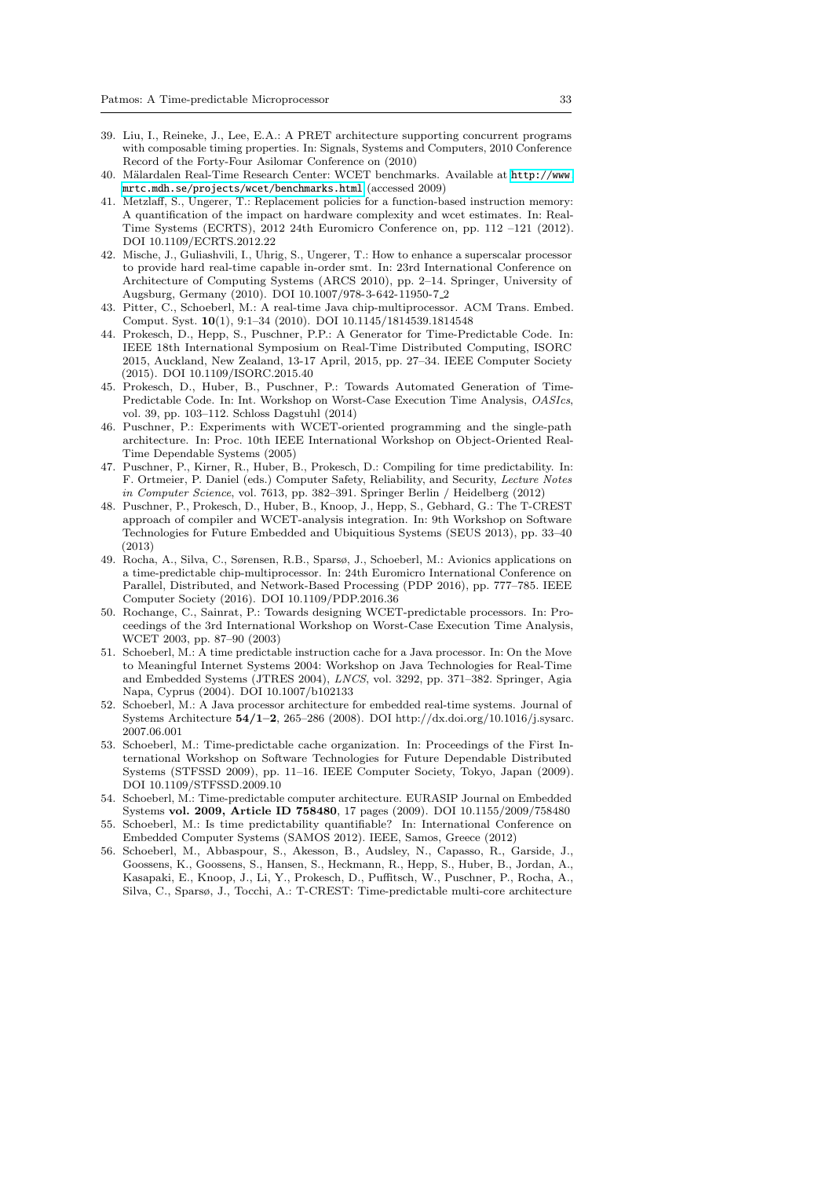39. Liu, I., Reineke, J., Lee, E.A.: A PRET architecture supporting concurrent programs with composable timing properties. In: Signals, Systems and Computers, 2010 Conference Record of the Forty-Four Asilomar Conference on (2010)
40. Mälardalen Real-Time Research Center: WCET benchmarks. Available at http://www.mrtc.mdh.se/projects/wcet/benchmarks.html (accessed 2009)
41. Metzlaff, S., Ungerer, T.: Replacement policies for a function-based instruction memory: A quantification of the impact on hardware complexity and wcet estimates. In: Real-Time Systems (ECRTS), 2012 24th Euromicro Conference on, pp. 112 –121 (2012). DOI 10.1109/ECRTS.2012.22
42. Mische, J., Guliashvili, I., Uhrig, S., Ungerer, T.: How to enhance a superscalar processor to provide hard real-time capable in-order smt. In: 23rd International Conference on Architecture of Computing Systems (ARCS 2010), pp. 2–14. Springer, University of Augsburg, Germany (2010). DOI 10.1007/978-3-642-11950-7_2
43. Pitter, C., Schoeberl, M.: A real-time Java chip-multiprocessor. ACM Trans. Embed. Comput. Syst. **10**(1), 9:1–34 (2010). DOI 10.1145/1814539.1814548
44. Prokesch, D., Hepp, S., Puschner, P.P.: A Generator for Time-Predictable Code. In: IEEE 18th International Symposium on Real-Time Distributed Computing, ISORC 2015, Auckland, New Zealand, 13-17 April, 2015, pp. 27–34. IEEE Computer Society (2015). DOI 10.1109/ISORC.2015.40
45. Prokesch, D., Huber, B., Puschner, P.: Towards Automated Generation of Time-Predictable Code. In: Int. Workshop on Worst-Case Execution Time Analysis, *OASIcs*, vol. 39, pp. 103–112. Schloss Dagstuhl (2014)
46. Puschner, P.: Experiments with WCET-oriented programming and the single-path architecture. In: Proc. 10th IEEE International Workshop on Object-Oriented Real-Time Dependable Systems (2005)
47. Puschner, P., Kirner, R., Huber, B., Prokesch, D.: Compiling for time predictability. In: F. Ortmeier, P. Daniel (eds.) Computer Safety, Reliability, and Security, *Lecture Notes in Computer Science*, vol. 7613, pp. 382–391. Springer Berlin / Heidelberg (2012)
48. Puschner, P., Prokesch, D., Huber, B., Knoop, J., Hepp, S., Gebhard, G.: The T-CREST approach of compiler and WCET-analysis integration. In: 9th Workshop on Software Technologies for Future Embedded and Ubiquitious Systems (SEUS 2013), pp. 33–40 (2013)
49. Rocha, A., Silva, C., Sørensen, R.B., Sparsø, J., Schoeberl, M.: Avionics applications on a time-predictable chip-multiprocessor. In: 24th Euromicro International Conference on Parallel, Distributed, and Network-Based Processing (PDP 2016), pp. 777–785. IEEE Computer Society (2016). DOI 10.1109/PDP.2016.36
50. Rochange, C., Sainrat, P.: Towards designing WCET-predictable processors. In: Proceedings of the 3rd International Workshop on Worst-Case Execution Time Analysis, WCET 2003, pp. 87–90 (2003)
51. Schoeberl, M.: A time predictable instruction cache for a Java processor. In: On the Move to Meaningful Internet Systems 2004: Workshop on Java Technologies for Real-Time and Embedded Systems (JTRES 2004), *LNCS*, vol. 3292, pp. 371–382. Springer, Agia Napa, Cyprus (2004). DOI 10.1007/b102133
52. Schoeberl, M.: A Java processor architecture for embedded real-time systems. Journal of Systems Architecture **54/1–2**, 265–286 (2008). DOI http://dx.doi.org/10.1016/j.sysarc.2007.06.001
53. Schoeberl, M.: Time-predictable cache organization. In: Proceedings of the First International Workshop on Software Technologies for Future Dependable Distributed Systems (STFSSD 2009), pp. 11–16. IEEE Computer Society, Tokyo, Japan (2009). DOI 10.1109/STFSSD.2009.10
54. Schoeberl, M.: Time-predictable computer architecture. EURASIP Journal on Embedded Systems **vol. 2009, Article ID 758480**, 17 pages (2009). DOI 10.1155/2009/758480
55. Schoeberl, M.: Is time predictability quantifiable? In: International Conference on Embedded Computer Systems (SAMOS 2012). IEEE, Samos, Greece (2012)
56. Schoeberl, M., Abbaspour, S., Akesson, B., Audsley, N., Capasso, R., Garside, J., Goossens, K., Goossens, S., Hansen, S., Heckmann, R., Hepp, S., Huber, B., Jordan, A., Kasapaki, E., Knoop, J., Li, Y., Prokesch, D., Puffitsch, W., Puschner, P., Rocha, A., Silva, C., Sparsø, J., Tocchi, A.: T-CREST: Time-predictable multi-core architecture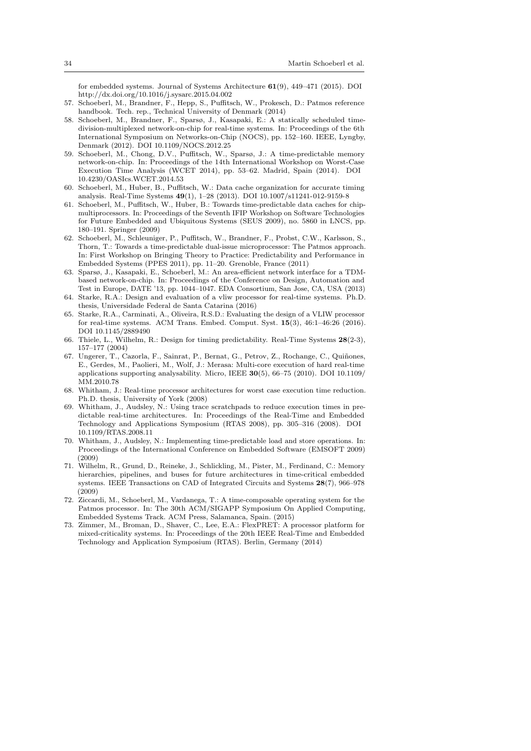for embedded systems. Journal of Systems Architecture **61**(9), 449–471 (2015). DOI http://dx.doi.org/10.1016/j.sysarc.2015.04.002

57. Schoeberl, M., Brandner, F., Hepp, S., Puffitsch, W., Prokesch, D.: Patmos reference handbook. Tech. rep., Technical University of Denmark (2014)
58. Schoeberl, M., Brandner, F., Sparsø, J., Kasapaki, E.: A statically scheduled time-division-multiplexed network-on-chip for real-time systems. In: Proceedings of the 6th International Symposium on Networks-on-Chip (NOCS), pp. 152–160. IEEE, Lyngby, Denmark (2012). DOI 10.1109/NOCS.2012.25
59. Schoeberl, M., Chong, D.V., Puffitsch, W., Sparsø, J.: A time-predictable memory network-on-chip. In: Proceedings of the 14th International Workshop on Worst-Case Execution Time Analysis (WCET 2014), pp. 53–62. Madrid, Spain (2014). DOI 10.4230/OASIcs.WCET.2014.53
60. Schoeberl, M., Huber, B., Puffitsch, W.: Data cache organization for accurate timing analysis. Real-Time Systems **49**(1), 1–28 (2013). DOI 10.1007/s11241-012-9159-8
61. Schoeberl, M., Puffitsch, W., Huber, B.: Towards time-predictable data caches for chip-multiprocessors. In: Proceedings of the Seventh IFIP Workshop on Software Technologies for Future Embedded and Ubiquitous Systems (SEUS 2009), no. 5860 in LNCS, pp. 180–191. Springer (2009)
62. Schoeberl, M., Schleuniger, P., Puffitsch, W., Brandner, F., Probst, C.W., Karlsson, S., Thorn, T.: Towards a time-predictable dual-issue microprocessor: The Patmos approach. In: First Workshop on Bringing Theory to Practice: Predictability and Performance in Embedded Systems (PPES 2011), pp. 11–20. Grenoble, France (2011)
63. Sparsø, J., Kasapaki, E., Schoeberl, M.: An area-efficient network interface for a TDM-based network-on-chip. In: Proceedings of the Conference on Design, Automation and Test in Europe, DATE '13, pp. 1044–1047. EDA Consortium, San Jose, CA, USA (2013)
64. Starke, R.A.: Design and evaluation of a vliw processor for real-time systems. Ph.D. thesis, Universidade Federal de Santa Catarina (2016)
65. Starke, R.A., Carminati, A., Oliveira, R.S.D.: Evaluating the design of a VLIW processor for real-time systems. ACM Trans. Embed. Comput. Syst. **15**(3), 46:1–46:26 (2016). DOI 10.1145/2889490
66. Thiele, L., Wilhelm, R.: Design for timing predictability. Real-Time Systems **28**(2-3), 157–177 (2004)
67. Ungerer, T., Cazorla, F., Sainrat, P., Bernat, G., Petrov, Z., Rochange, C., Quiñones, E., Gerdes, M., Paolieri, M., Wolf, J.: Merasa: Multi-core execution of hard real-time applications supporting analysability. Micro, IEEE **30**(5), 66–75 (2010). DOI 10.1109/MM.2010.78
68. Whitham, J.: Real-time processor architectures for worst case execution time reduction. Ph.D. thesis, University of York (2008)
69. Whitham, J., Audsley, N.: Using trace scratchpads to reduce execution times in predictable real-time architectures. In: Proceedings of the Real-Time and Embedded Technology and Applications Symposium (RTAS 2008), pp. 305–316 (2008). DOI 10.1109/RTAS.2008.11
70. Whitham, J., Audsley, N.: Implementing time-predictable load and store operations. In: Proceedings of the International Conference on Embedded Software (EMSOFT 2009) (2009)
71. Wilhelm, R., Grund, D., Reineke, J., Schlickling, M., Pister, M., Ferdinand, C.: Memory hierarchies, pipelines, and buses for future architectures in time-critical embedded systems. IEEE Transactions on CAD of Integrated Circuits and Systems **28**(7), 966–978 (2009)
72. Ziccardi, M., Schoeberl, M., Vardanega, T.: A time-composable operating system for the Patmos processor. In: The 30th ACM/SIGAPP Symposium On Applied Computing, Embedded Systems Track. ACM Press, Salamanca, Spain. (2015)
73. Zimmer, M., Broman, D., Shaver, C., Lee, E.A.: FlexPRET: A processor platform for mixed-criticality systems. In: Proceedings of the 20th IEEE Real-Time and Embedded Technology and Application Symposium (RTAS). Berlin, Germany (2014)